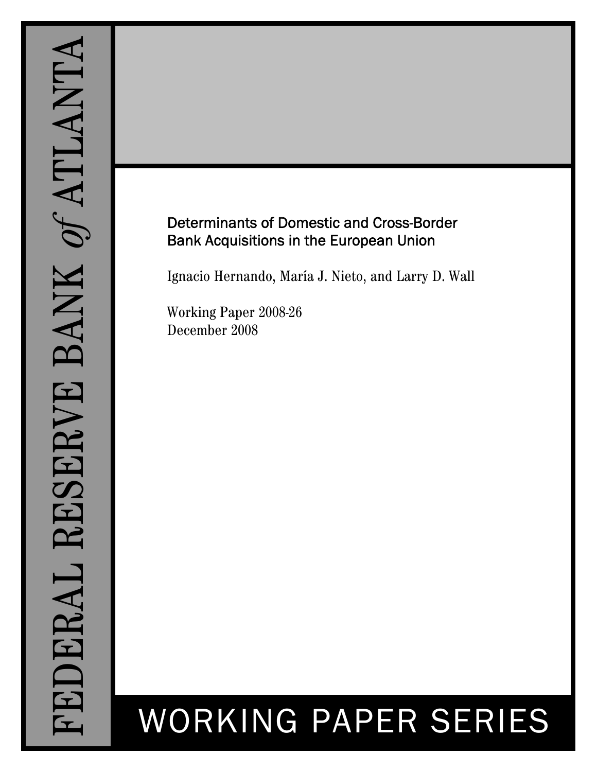# FEDERAL RESERVE BANK *of* ATLANTA

## Determinants of Domestic and Cross-Border Bank Acquisitions in the European Union

Ignacio Hernando, María J. Nieto, and Larry D. Wall

Working Paper 2008-26
December 2008

# WORKING PAPER SERIES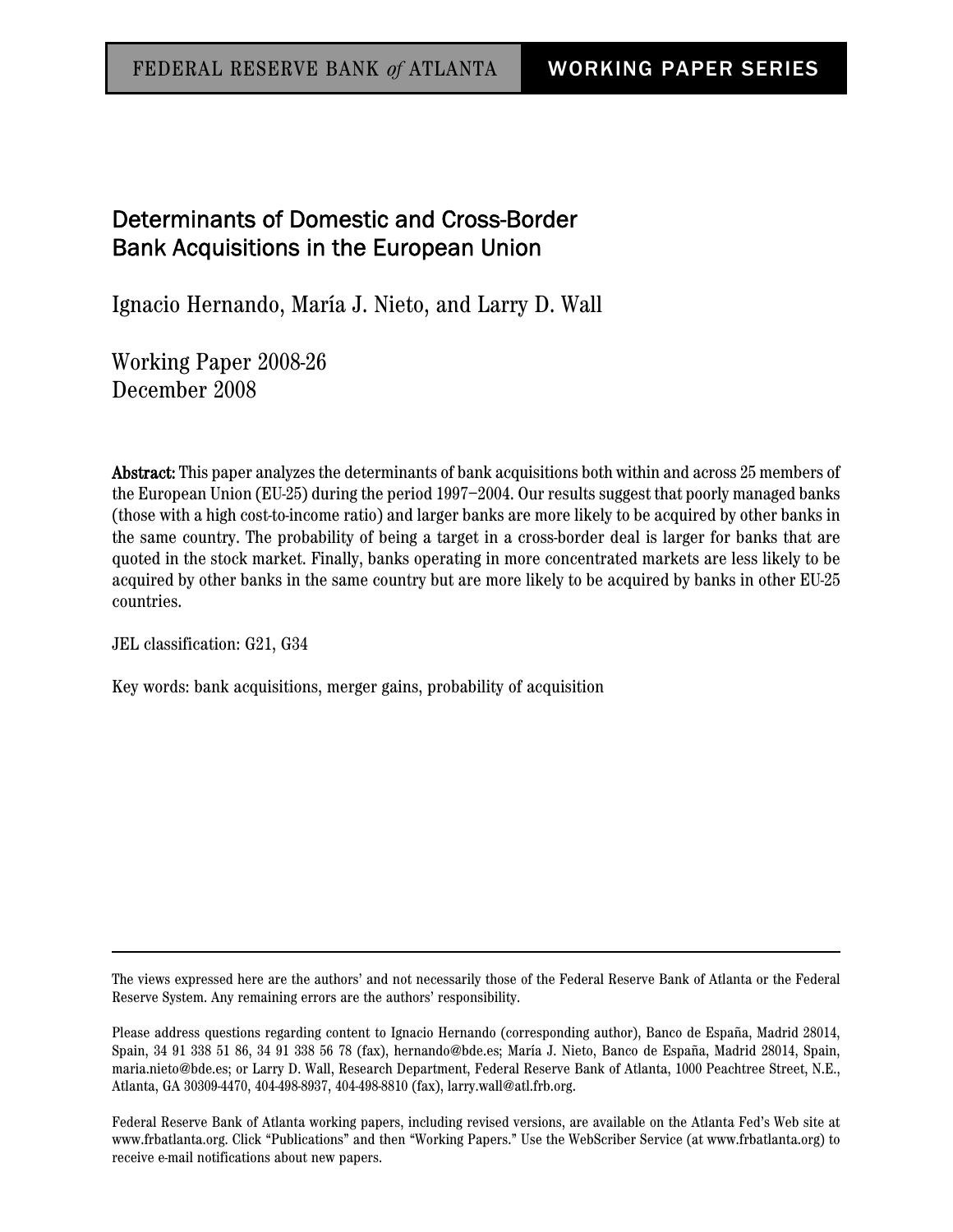FEDERAL RESERVE BANK *of* ATLANTA | **WORKING PAPER SERIES**

# Determinants of Domestic and Cross-Border Bank Acquisitions in the European Union

Ignacio Hernando, María J. Nieto, and Larry D. Wall

Working Paper 2008-26
December 2008

**Abstract:** This paper analyzes the determinants of bank acquisitions both within and across 25 members of the European Union (EU-25) during the period 1997–2004. Our results suggest that poorly managed banks (those with a high cost-to-income ratio) and larger banks are more likely to be acquired by other banks in the same country. The probability of being a target in a cross-border deal is larger for banks that are quoted in the stock market. Finally, banks operating in more concentrated markets are less likely to be acquired by other banks in the same country but are more likely to be acquired by banks in other EU-25 countries.

JEL classification: G21, G34

Key words: bank acquisitions, merger gains, probability of acquisition

---

The views expressed here are the authors' and not necessarily those of the Federal Reserve Bank of Atlanta or the Federal Reserve System. Any remaining errors are the authors' responsibility.

Please address questions regarding content to Ignacio Hernando (corresponding author), Banco de España, Madrid 28014, Spain, 34 91 338 51 86, 34 91 338 56 78 (fax), hernando@bde.es; María J. Nieto, Banco de España, Madrid 28014, Spain, maria.nieto@bde.es; or Larry D. Wall, Research Department, Federal Reserve Bank of Atlanta, 1000 Peachtree Street, N.E., Atlanta, GA 30309-4470, 404-498-8937, 404-498-8810 (fax), larry.wall@atl.frb.org.

Federal Reserve Bank of Atlanta working papers, including revised versions, are available on the Atlanta Fed's Web site at www.frbatlanta.org. Click "Publications" and then "Working Papers." Use the WebScriber Service (at www.frbatlanta.org) to receive e-mail notifications about new papers.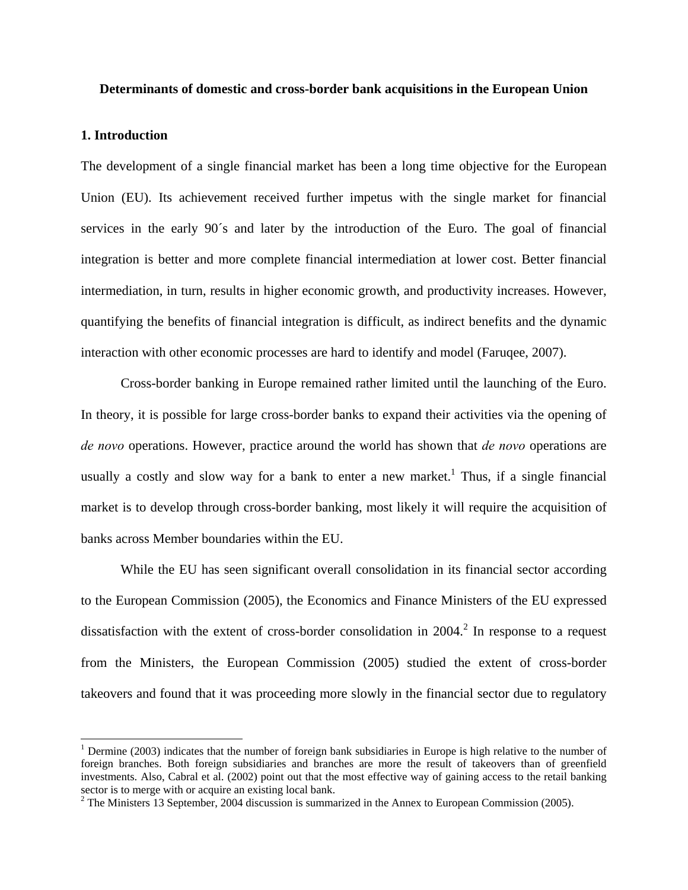**Determinants of domestic and cross-border bank acquisitions in the European Union**

## 1. Introduction

The development of a single financial market has been a long time objective for the European Union (EU). Its achievement received further impetus with the single market for financial services in the early 90´s and later by the introduction of the Euro. The goal of financial integration is better and more complete financial intermediation at lower cost. Better financial intermediation, in turn, results in higher economic growth, and productivity increases. However, quantifying the benefits of financial integration is difficult, as indirect benefits and the dynamic interaction with other economic processes are hard to identify and model (Faruqee, 2007).

Cross-border banking in Europe remained rather limited until the launching of the Euro. In theory, it is possible for large cross-border banks to expand their activities via the opening of *de novo* operations. However, practice around the world has shown that *de novo* operations are usually a costly and slow way for a bank to enter a new market.[1] Thus, if a single financial market is to develop through cross-border banking, most likely it will require the acquisition of banks across Member boundaries within the EU.

While the EU has seen significant overall consolidation in its financial sector according to the European Commission (2005), the Economics and Finance Ministers of the EU expressed dissatisfaction with the extent of cross-border consolidation in 2004.[2] In response to a request from the Ministers, the European Commission (2005) studied the extent of cross-border takeovers and found that it was proceeding more slowly in the financial sector due to regulatory

[1] Dermine (2003) indicates that the number of foreign bank subsidiaries in Europe is high relative to the number of foreign branches. Both foreign subsidiaries and branches are more the result of takeovers than of greenfield investments. Also, Cabral et al. (2002) point out that the most effective way of gaining access to the retail banking sector is to merge with or acquire an existing local bank.

[2] The Ministers 13 September, 2004 discussion is summarized in the Annex to European Commission (2005).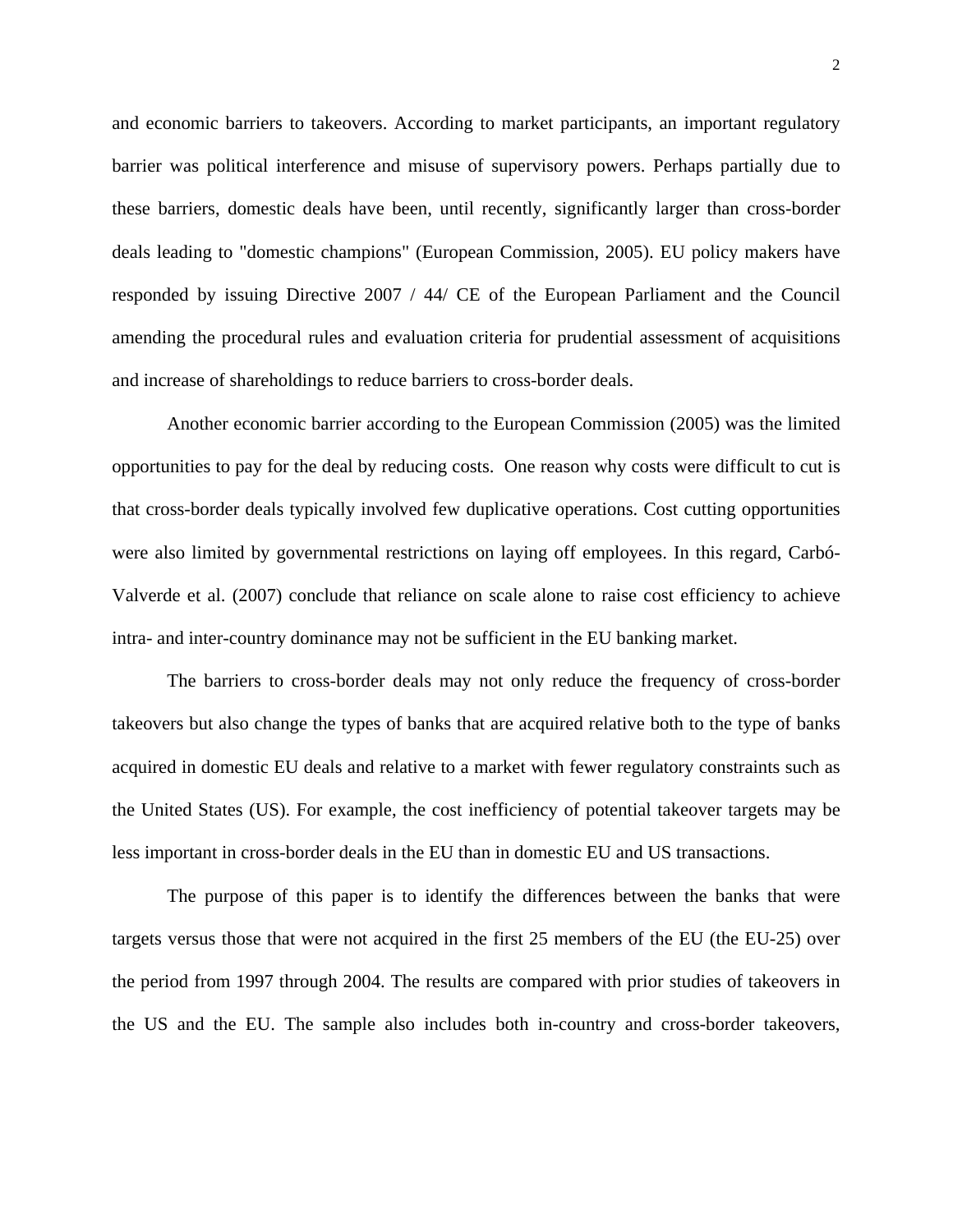and economic barriers to takeovers. According to market participants, an important regulatory barrier was political interference and misuse of supervisory powers. Perhaps partially due to these barriers, domestic deals have been, until recently, significantly larger than cross-border deals leading to "domestic champions" (European Commission, 2005). EU policy makers have responded by issuing Directive 2007 / 44/ CE of the European Parliament and the Council amending the procedural rules and evaluation criteria for prudential assessment of acquisitions and increase of shareholdings to reduce barriers to cross-border deals.

Another economic barrier according to the European Commission (2005) was the limited opportunities to pay for the deal by reducing costs. One reason why costs were difficult to cut is that cross-border deals typically involved few duplicative operations. Cost cutting opportunities were also limited by governmental restrictions on laying off employees. In this regard, Carbó-Valverde et al. (2007) conclude that reliance on scale alone to raise cost efficiency to achieve intra- and inter-country dominance may not be sufficient in the EU banking market.

The barriers to cross-border deals may not only reduce the frequency of cross-border takeovers but also change the types of banks that are acquired relative both to the type of banks acquired in domestic EU deals and relative to a market with fewer regulatory constraints such as the United States (US). For example, the cost inefficiency of potential takeover targets may be less important in cross-border deals in the EU than in domestic EU and US transactions.

The purpose of this paper is to identify the differences between the banks that were targets versus those that were not acquired in the first 25 members of the EU (the EU-25) over the period from 1997 through 2004. The results are compared with prior studies of takeovers in the US and the EU. The sample also includes both in-country and cross-border takeovers,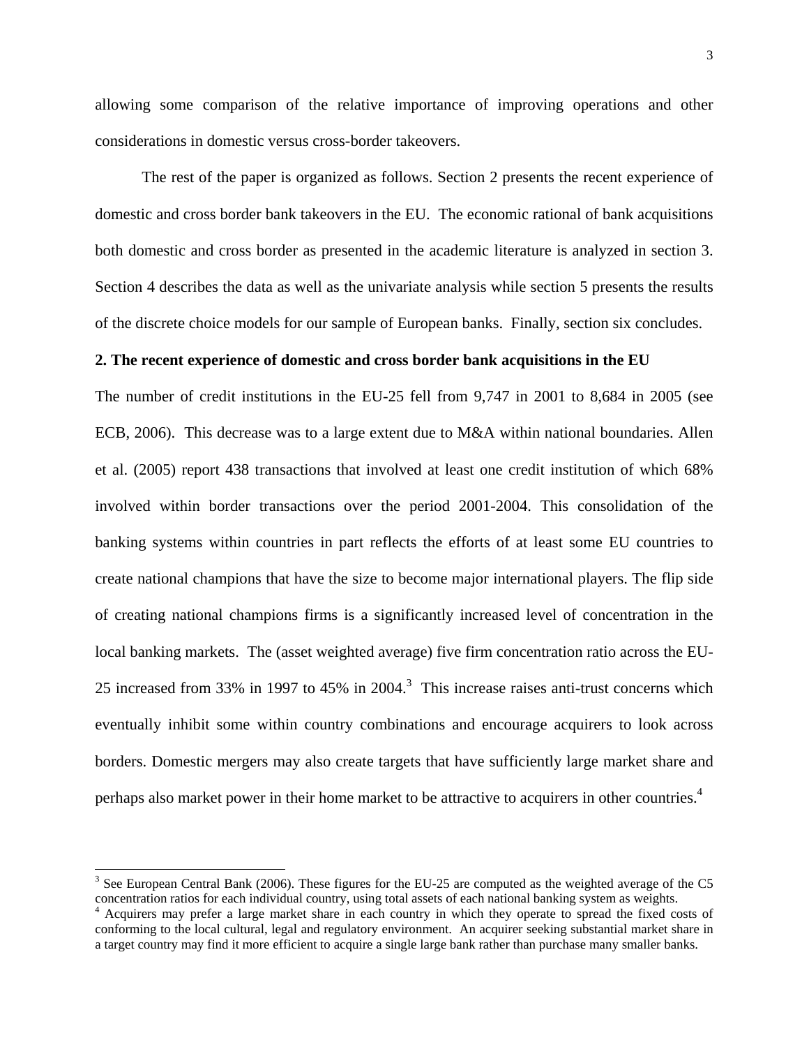allowing some comparison of the relative importance of improving operations and other considerations in domestic versus cross-border takeovers.

The rest of the paper is organized as follows. Section 2 presents the recent experience of domestic and cross border bank takeovers in the EU. The economic rational of bank acquisitions both domestic and cross border as presented in the academic literature is analyzed in section 3. Section 4 describes the data as well as the univariate analysis while section 5 presents the results of the discrete choice models for our sample of European banks. Finally, section six concludes.

## 2. The recent experience of domestic and cross border bank acquisitions in the EU

The number of credit institutions in the EU-25 fell from 9,747 in 2001 to 8,684 in 2005 (see ECB, 2006). This decrease was to a large extent due to M&A within national boundaries. Allen et al. (2005) report 438 transactions that involved at least one credit institution of which 68% involved within border transactions over the period 2001-2004. This consolidation of the banking systems within countries in part reflects the efforts of at least some EU countries to create national champions that have the size to become major international players. The flip side of creating national champions firms is a significantly increased level of concentration in the local banking markets. The (asset weighted average) five firm concentration ratio across the EU-25 increased from 33% in 1997 to 45% in 2004.[3] This increase raises anti-trust concerns which eventually inhibit some within country combinations and encourage acquirers to look across borders. Domestic mergers may also create targets that have sufficiently large market share and perhaps also market power in their home market to be attractive to acquirers in other countries.[4]

---

[3] See European Central Bank (2006). These figures for the EU-25 are computed as the weighted average of the C5 concentration ratios for each individual country, using total assets of each national banking system as weights.

[4] Acquirers may prefer a large market share in each country in which they operate to spread the fixed costs of conforming to the local cultural, legal and regulatory environment. An acquirer seeking substantial market share in a target country may find it more efficient to acquire a single large bank rather than purchase many smaller banks.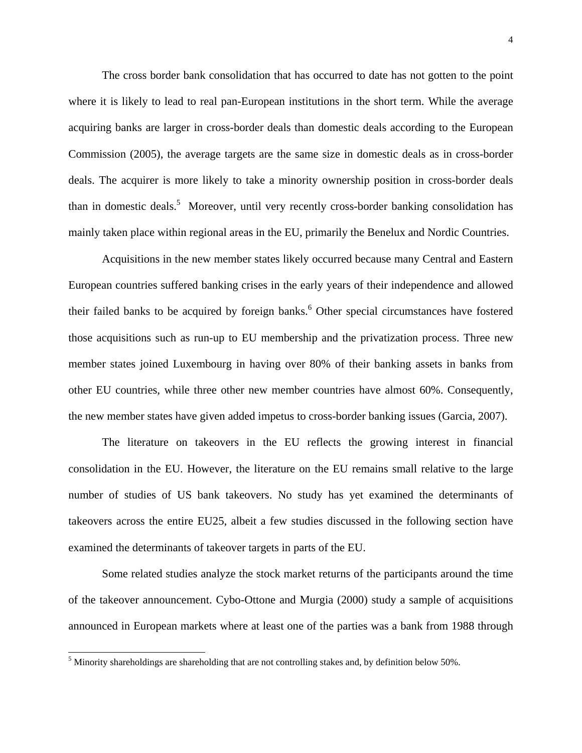The cross border bank consolidation that has occurred to date has not gotten to the point where it is likely to lead to real pan-European institutions in the short term. While the average acquiring banks are larger in cross-border deals than domestic deals according to the European Commission (2005), the average targets are the same size in domestic deals as in cross-border deals. The acquirer is more likely to take a minority ownership position in cross-border deals than in domestic deals.[5] Moreover, until very recently cross-border banking consolidation has mainly taken place within regional areas in the EU, primarily the Benelux and Nordic Countries.

Acquisitions in the new member states likely occurred because many Central and Eastern European countries suffered banking crises in the early years of their independence and allowed their failed banks to be acquired by foreign banks.[6] Other special circumstances have fostered those acquisitions such as run-up to EU membership and the privatization process. Three new member states joined Luxembourg in having over 80% of their banking assets in banks from other EU countries, while three other new member countries have almost 60%. Consequently, the new member states have given added impetus to cross-border banking issues (Garcia, 2007).

The literature on takeovers in the EU reflects the growing interest in financial consolidation in the EU. However, the literature on the EU remains small relative to the large number of studies of US bank takeovers. No study has yet examined the determinants of takeovers across the entire EU25, albeit a few studies discussed in the following section have examined the determinants of takeover targets in parts of the EU.

Some related studies analyze the stock market returns of the participants around the time of the takeover announcement. Cybo-Ottone and Murgia (2000) study a sample of acquisitions announced in European markets where at least one of the parties was a bank from 1988 through

[5] Minority shareholdings are shareholding that are not controlling stakes and, by definition below 50%.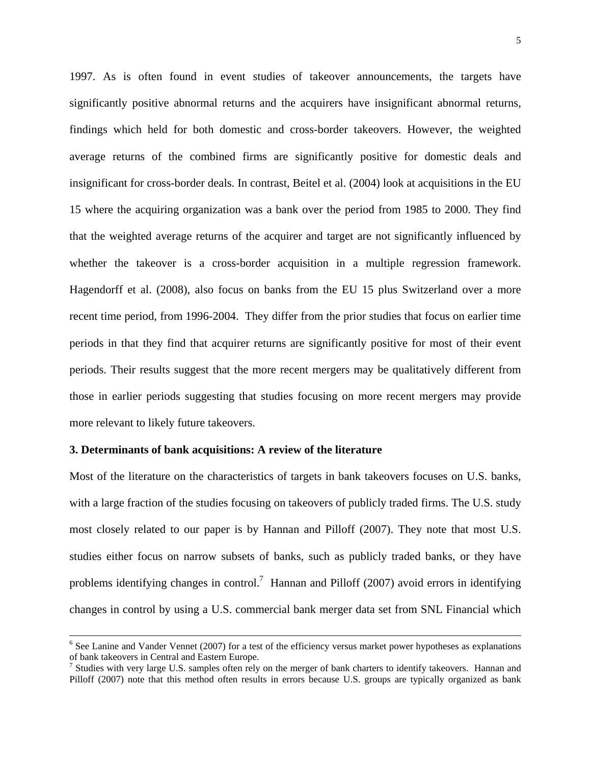1997. As is often found in event studies of takeover announcements, the targets have significantly positive abnormal returns and the acquirers have insignificant abnormal returns, findings which held for both domestic and cross-border takeovers. However, the weighted average returns of the combined firms are significantly positive for domestic deals and insignificant for cross-border deals. In contrast, Beitel et al. (2004) look at acquisitions in the EU 15 where the acquiring organization was a bank over the period from 1985 to 2000. They find that the weighted average returns of the acquirer and target are not significantly influenced by whether the takeover is a cross-border acquisition in a multiple regression framework. Hagendorff et al. (2008), also focus on banks from the EU 15 plus Switzerland over a more recent time period, from 1996-2004. They differ from the prior studies that focus on earlier time periods in that they find that acquirer returns are significantly positive for most of their event periods. Their results suggest that the more recent mergers may be qualitatively different from those in earlier periods suggesting that studies focusing on more recent mergers may provide more relevant to likely future takeovers.

### 3. Determinants of bank acquisitions: A review of the literature

Most of the literature on the characteristics of targets in bank takeovers focuses on U.S. banks, with a large fraction of the studies focusing on takeovers of publicly traded firms. The U.S. study most closely related to our paper is by Hannan and Pilloff (2007). They note that most U.S. studies either focus on narrow subsets of banks, such as publicly traded banks, or they have problems identifying changes in control.[7] Hannan and Pilloff (2007) avoid errors in identifying changes in control by using a U.S. commercial bank merger data set from SNL Financial which

---

[6] See Lanine and Vander Vennet (2007) for a test of the efficiency versus market power hypotheses as explanations of bank takeovers in Central and Eastern Europe.

[7] Studies with very large U.S. samples often rely on the merger of bank charters to identify takeovers. Hannan and Pilloff (2007) note that this method often results in errors because U.S. groups are typically organized as bank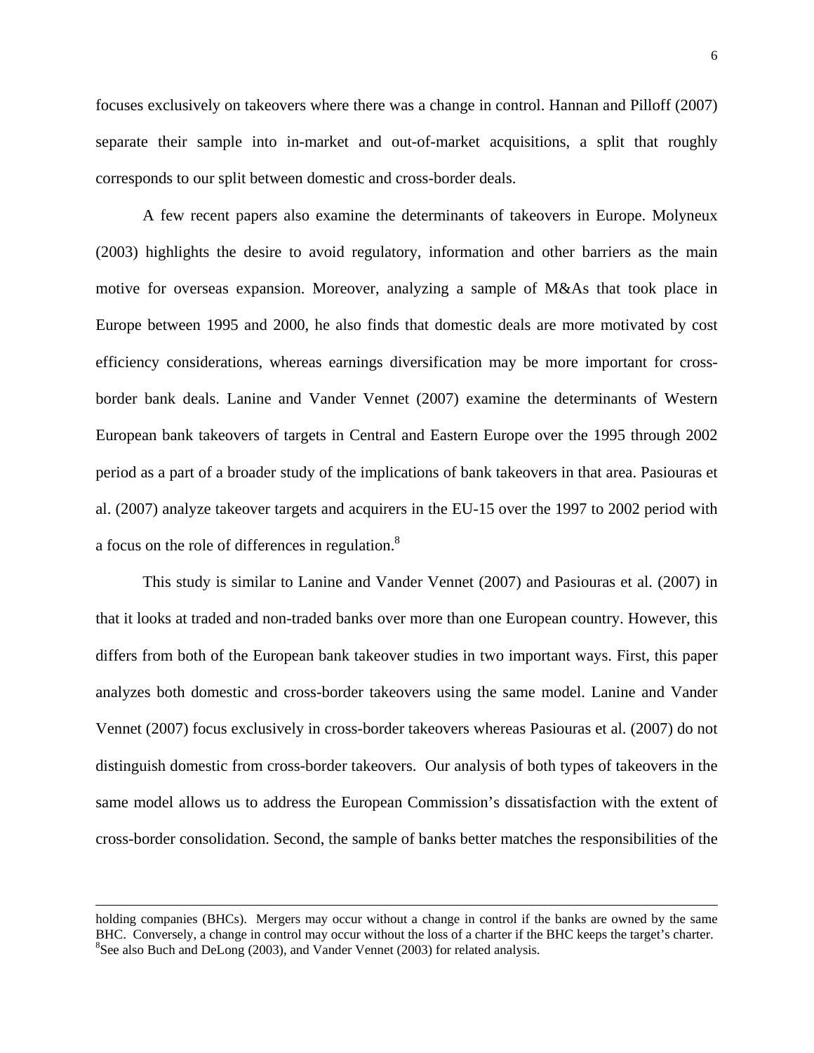focuses exclusively on takeovers where there was a change in control. Hannan and Pilloff (2007) separate their sample into in-market and out-of-market acquisitions, a split that roughly corresponds to our split between domestic and cross-border deals.

A few recent papers also examine the determinants of takeovers in Europe. Molyneux (2003) highlights the desire to avoid regulatory, information and other barriers as the main motive for overseas expansion. Moreover, analyzing a sample of M&As that took place in Europe between 1995 and 2000, he also finds that domestic deals are more motivated by cost efficiency considerations, whereas earnings diversification may be more important for cross-border bank deals. Lanine and Vander Vennet (2007) examine the determinants of Western European bank takeovers of targets in Central and Eastern Europe over the 1995 through 2002 period as a part of a broader study of the implications of bank takeovers in that area. Pasiouras et al. (2007) analyze takeover targets and acquirers in the EU-15 over the 1997 to 2002 period with a focus on the role of differences in regulation.[8]

This study is similar to Lanine and Vander Vennet (2007) and Pasiouras et al. (2007) in that it looks at traded and non-traded banks over more than one European country. However, this differs from both of the European bank takeover studies in two important ways. First, this paper analyzes both domestic and cross-border takeovers using the same model. Lanine and Vander Vennet (2007) focus exclusively in cross-border takeovers whereas Pasiouras et al. (2007) do not distinguish domestic from cross-border takeovers. Our analysis of both types of takeovers in the same model allows us to address the European Commission's dissatisfaction with the extent of cross-border consolidation. Second, the sample of banks better matches the responsibilities of the

---

holding companies (BHCs). Mergers may occur without a change in control if the banks are owned by the same BHC. Conversely, a change in control may occur without the loss of a charter if the BHC keeps the target's charter.

[8]See also Buch and DeLong (2003), and Vander Vennet (2003) for related analysis.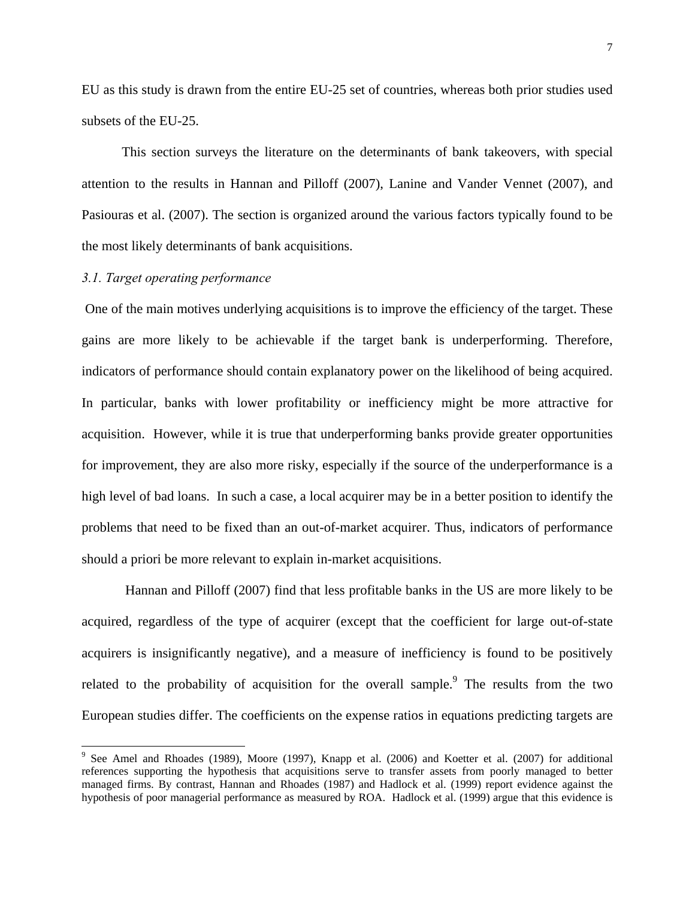EU as this study is drawn from the entire EU-25 set of countries, whereas both prior studies used subsets of the EU-25.

This section surveys the literature on the determinants of bank takeovers, with special attention to the results in Hannan and Pilloff (2007), Lanine and Vander Vennet (2007), and Pasiouras et al. (2007). The section is organized around the various factors typically found to be the most likely determinants of bank acquisitions.

### *3.1. Target operating performance*

One of the main motives underlying acquisitions is to improve the efficiency of the target. These gains are more likely to be achievable if the target bank is underperforming. Therefore, indicators of performance should contain explanatory power on the likelihood of being acquired. In particular, banks with lower profitability or inefficiency might be more attractive for acquisition. However, while it is true that underperforming banks provide greater opportunities for improvement, they are also more risky, especially if the source of the underperformance is a high level of bad loans. In such a case, a local acquirer may be in a better position to identify the problems that need to be fixed than an out-of-market acquirer. Thus, indicators of performance should a priori be more relevant to explain in-market acquisitions.

Hannan and Pilloff (2007) find that less profitable banks in the US are more likely to be acquired, regardless of the type of acquirer (except that the coefficient for large out-of-state acquirers is insignificantly negative), and a measure of inefficiency is found to be positively related to the probability of acquisition for the overall sample.[9] The results from the two European studies differ. The coefficients on the expense ratios in equations predicting targets are

[9] See Amel and Rhoades (1989), Moore (1997), Knapp et al. (2006) and Koetter et al. (2007) for additional references supporting the hypothesis that acquisitions serve to transfer assets from poorly managed to better managed firms. By contrast, Hannan and Rhoades (1987) and Hadlock et al. (1999) report evidence against the hypothesis of poor managerial performance as measured by ROA. Hadlock et al. (1999) argue that this evidence is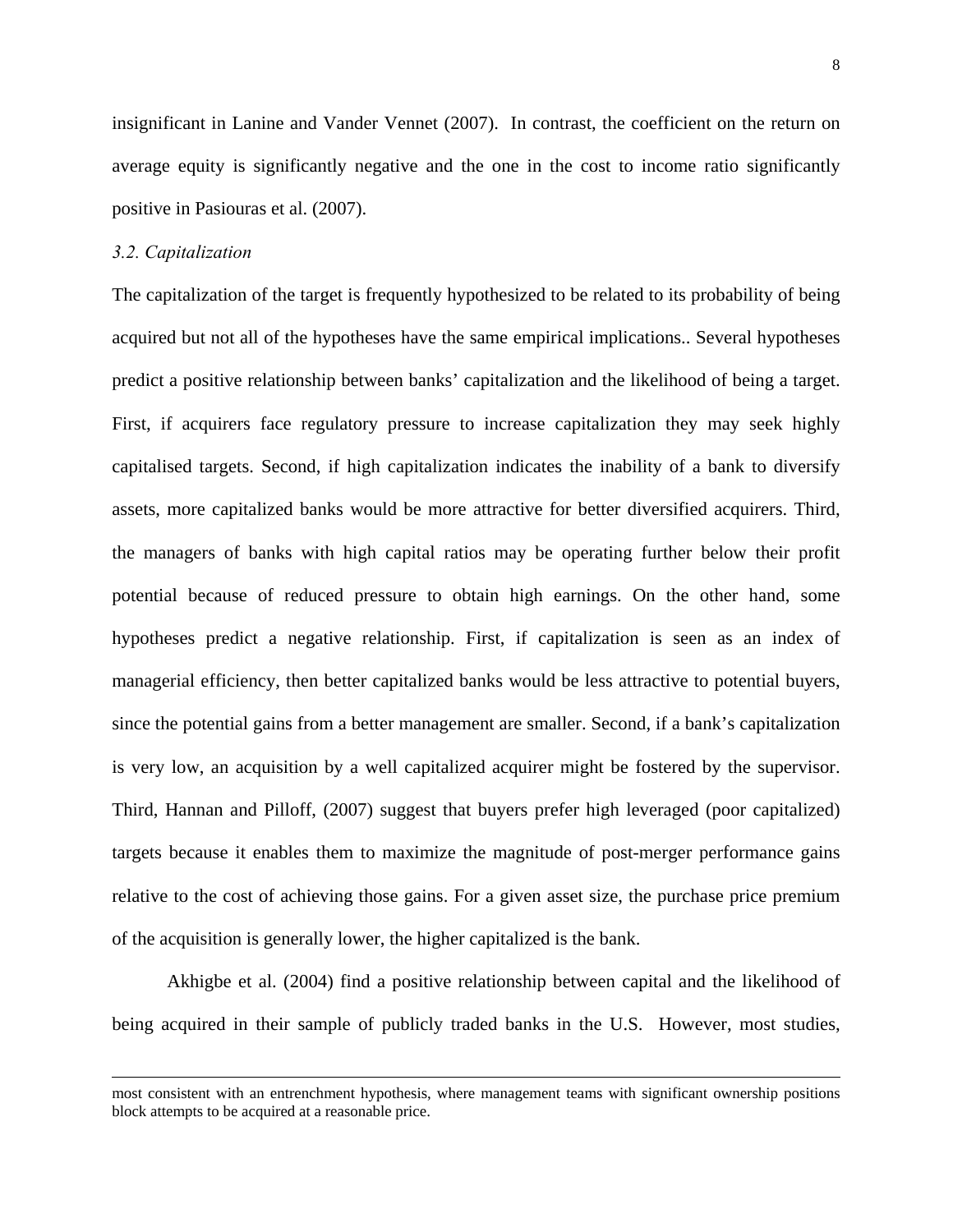insignificant in Lanine and Vander Vennet (2007). In contrast, the coefficient on the return on average equity is significantly negative and the one in the cost to income ratio significantly positive in Pasiouras et al. (2007).

### *3.2. Capitalization*

The capitalization of the target is frequently hypothesized to be related to its probability of being acquired but not all of the hypotheses have the same empirical implications.. Several hypotheses predict a positive relationship between banks' capitalization and the likelihood of being a target. First, if acquirers face regulatory pressure to increase capitalization they may seek highly capitalised targets. Second, if high capitalization indicates the inability of a bank to diversify assets, more capitalized banks would be more attractive for better diversified acquirers. Third, the managers of banks with high capital ratios may be operating further below their profit potential because of reduced pressure to obtain high earnings. On the other hand, some hypotheses predict a negative relationship. First, if capitalization is seen as an index of managerial efficiency, then better capitalized banks would be less attractive to potential buyers, since the potential gains from a better management are smaller. Second, if a bank's capitalization is very low, an acquisition by a well capitalized acquirer might be fostered by the supervisor. Third, Hannan and Pilloff, (2007) suggest that buyers prefer high leveraged (poor capitalized) targets because it enables them to maximize the magnitude of post-merger performance gains relative to the cost of achieving those gains. For a given asset size, the purchase price premium of the acquisition is generally lower, the higher capitalized is the bank.

Akhigbe et al. (2004) find a positive relationship between capital and the likelihood of being acquired in their sample of publicly traded banks in the U.S. However, most studies,

---

most consistent with an entrenchment hypothesis, where management teams with significant ownership positions block attempts to be acquired at a reasonable price.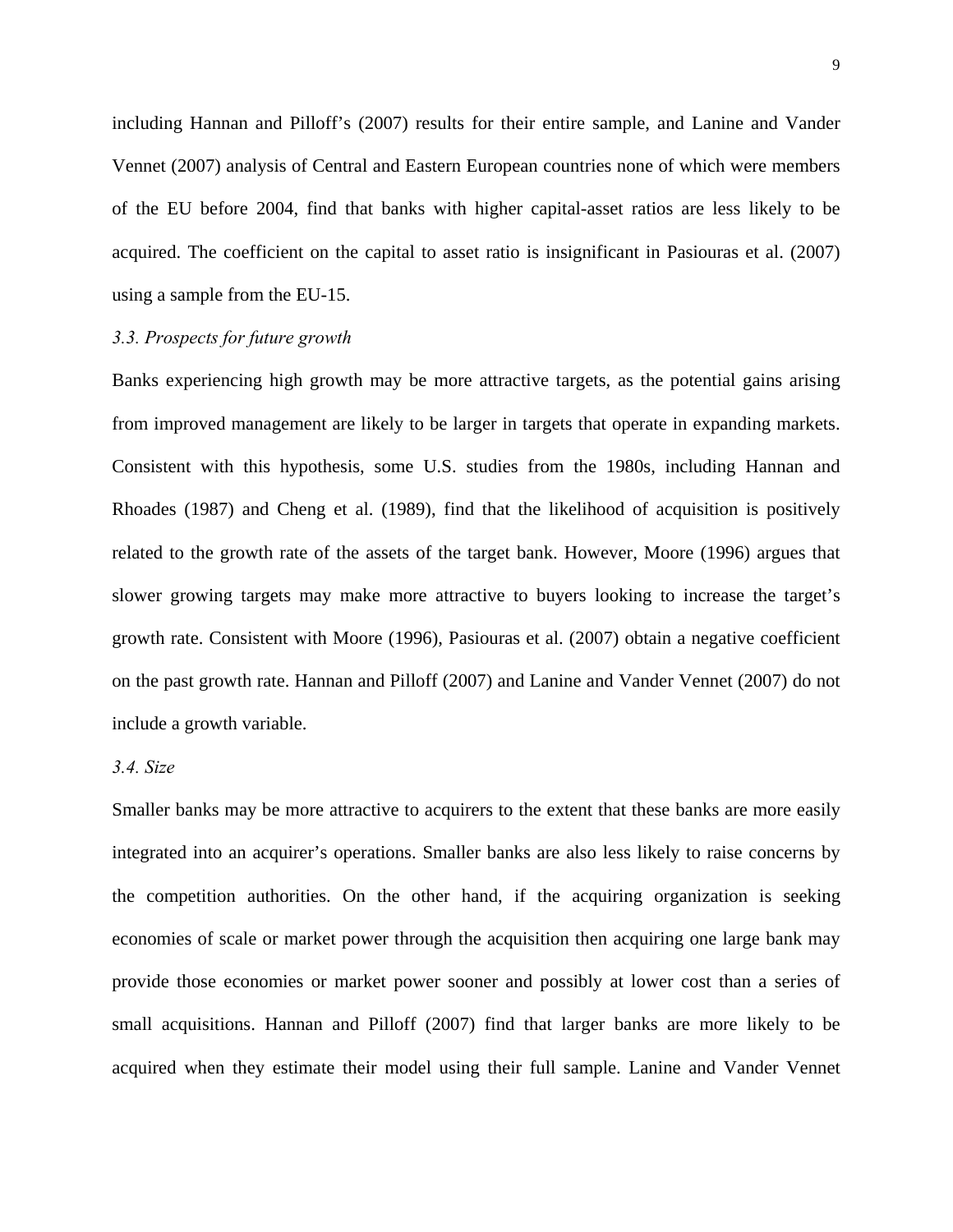including Hannan and Pilloff's (2007) results for their entire sample, and Lanine and Vander Vennet (2007) analysis of Central and Eastern European countries none of which were members of the EU before 2004, find that banks with higher capital-asset ratios are less likely to be acquired. The coefficient on the capital to asset ratio is insignificant in Pasiouras et al. (2007) using a sample from the EU-15.

### *3.3. Prospects for future growth*

Banks experiencing high growth may be more attractive targets, as the potential gains arising from improved management are likely to be larger in targets that operate in expanding markets. Consistent with this hypothesis, some U.S. studies from the 1980s, including Hannan and Rhoades (1987) and Cheng et al. (1989), find that the likelihood of acquisition is positively related to the growth rate of the assets of the target bank. However, Moore (1996) argues that slower growing targets may make more attractive to buyers looking to increase the target's growth rate. Consistent with Moore (1996), Pasiouras et al. (2007) obtain a negative coefficient on the past growth rate. Hannan and Pilloff (2007) and Lanine and Vander Vennet (2007) do not include a growth variable.

### *3.4. Size*

Smaller banks may be more attractive to acquirers to the extent that these banks are more easily integrated into an acquirer's operations. Smaller banks are also less likely to raise concerns by the competition authorities. On the other hand, if the acquiring organization is seeking economies of scale or market power through the acquisition then acquiring one large bank may provide those economies or market power sooner and possibly at lower cost than a series of small acquisitions. Hannan and Pilloff (2007) find that larger banks are more likely to be acquired when they estimate their model using their full sample. Lanine and Vander Vennet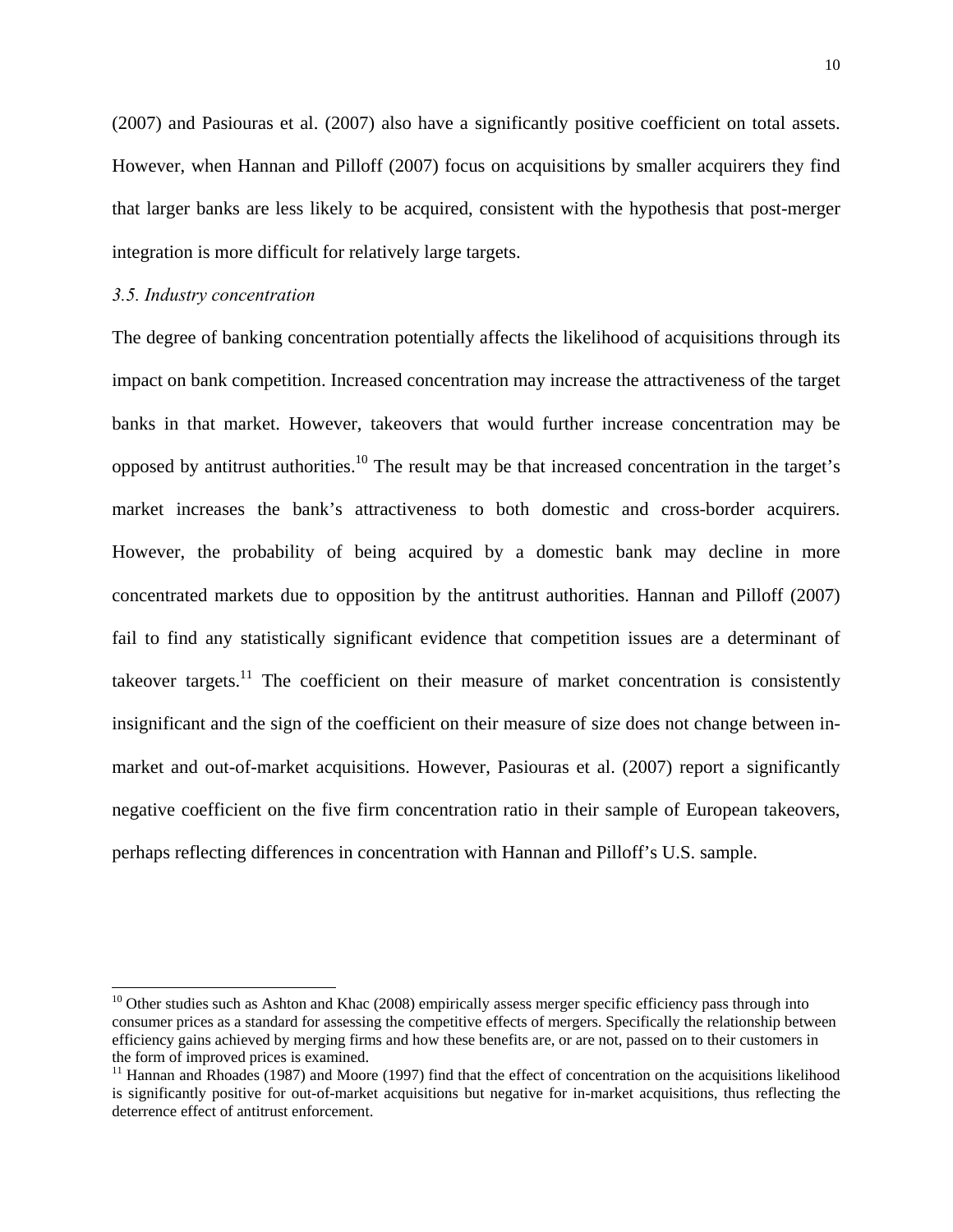(2007) and Pasiouras et al. (2007) also have a significantly positive coefficient on total assets. However, when Hannan and Pilloff (2007) focus on acquisitions by smaller acquirers they find that larger banks are less likely to be acquired, consistent with the hypothesis that post-merger integration is more difficult for relatively large targets.

### *3.5. Industry concentration*

The degree of banking concentration potentially affects the likelihood of acquisitions through its impact on bank competition. Increased concentration may increase the attractiveness of the target banks in that market. However, takeovers that would further increase concentration may be opposed by antitrust authorities.[10] The result may be that increased concentration in the target's market increases the bank's attractiveness to both domestic and cross-border acquirers. However, the probability of being acquired by a domestic bank may decline in more concentrated markets due to opposition by the antitrust authorities. Hannan and Pilloff (2007) fail to find any statistically significant evidence that competition issues are a determinant of takeover targets.[11] The coefficient on their measure of market concentration is consistently insignificant and the sign of the coefficient on their measure of size does not change between in-market and out-of-market acquisitions. However, Pasiouras et al. (2007) report a significantly negative coefficient on the five firm concentration ratio in their sample of European takeovers, perhaps reflecting differences in concentration with Hannan and Pilloff's U.S. sample.

---

[10] Other studies such as Ashton and Khac (2008) empirically assess merger specific efficiency pass through into consumer prices as a standard for assessing the competitive effects of mergers. Specifically the relationship between efficiency gains achieved by merging firms and how these benefits are, or are not, passed on to their customers in the form of improved prices is examined.

[11] Hannan and Rhoades (1987) and Moore (1997) find that the effect of concentration on the acquisitions likelihood is significantly positive for out-of-market acquisitions but negative for in-market acquisitions, thus reflecting the deterrence effect of antitrust enforcement.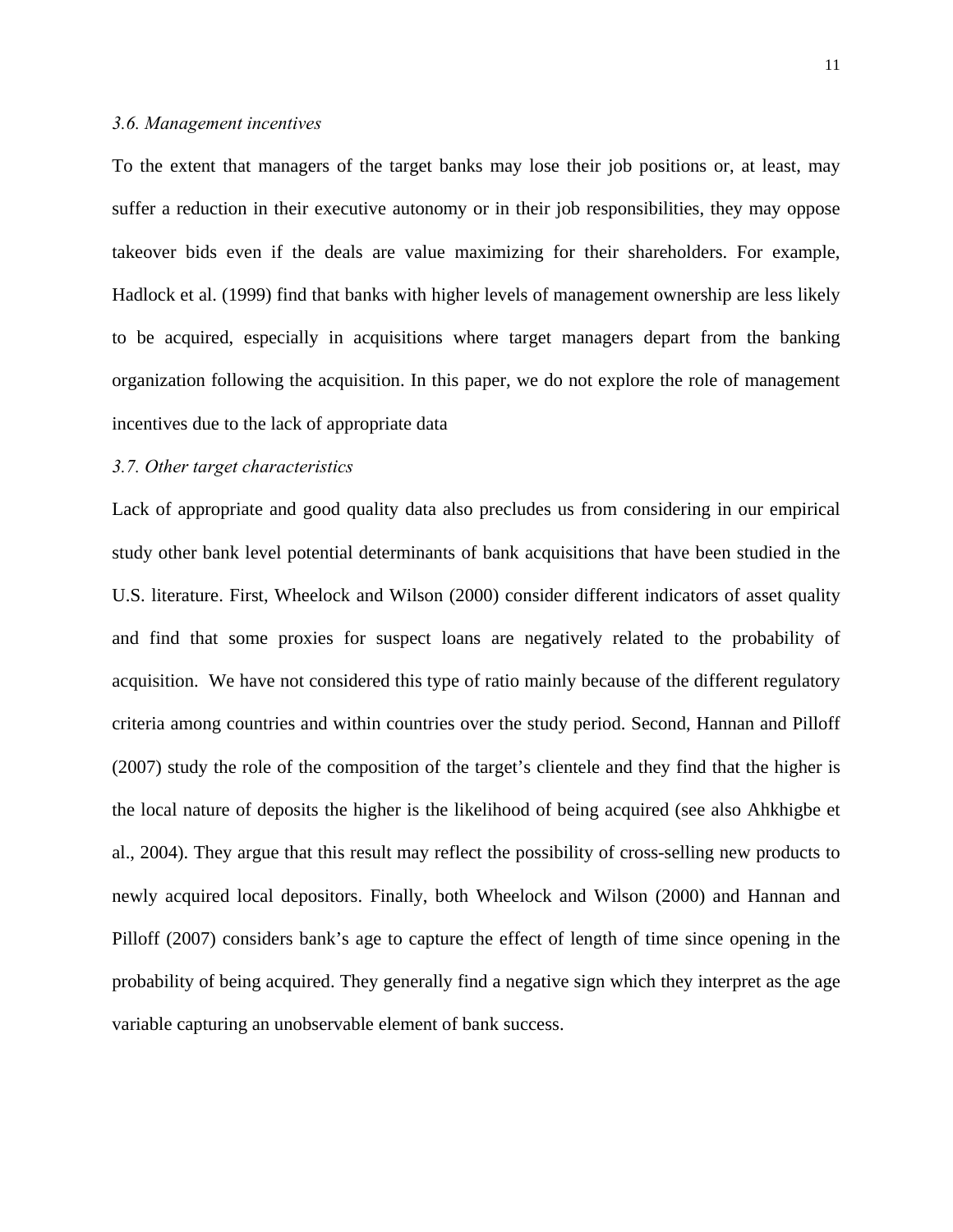### *3.6. Management incentives*

To the extent that managers of the target banks may lose their job positions or, at least, may suffer a reduction in their executive autonomy or in their job responsibilities, they may oppose takeover bids even if the deals are value maximizing for their shareholders. For example, Hadlock et al. (1999) find that banks with higher levels of management ownership are less likely to be acquired, especially in acquisitions where target managers depart from the banking organization following the acquisition. In this paper, we do not explore the role of management incentives due to the lack of appropriate data

### *3.7. Other target characteristics*

Lack of appropriate and good quality data also precludes us from considering in our empirical study other bank level potential determinants of bank acquisitions that have been studied in the U.S. literature. First, Wheelock and Wilson (2000) consider different indicators of asset quality and find that some proxies for suspect loans are negatively related to the probability of acquisition. We have not considered this type of ratio mainly because of the different regulatory criteria among countries and within countries over the study period. Second, Hannan and Pilloff (2007) study the role of the composition of the target's clientele and they find that the higher is the local nature of deposits the higher is the likelihood of being acquired (see also Ahkhigbe et al., 2004). They argue that this result may reflect the possibility of cross-selling new products to newly acquired local depositors. Finally, both Wheelock and Wilson (2000) and Hannan and Pilloff (2007) considers bank's age to capture the effect of length of time since opening in the probability of being acquired. They generally find a negative sign which they interpret as the age variable capturing an unobservable element of bank success.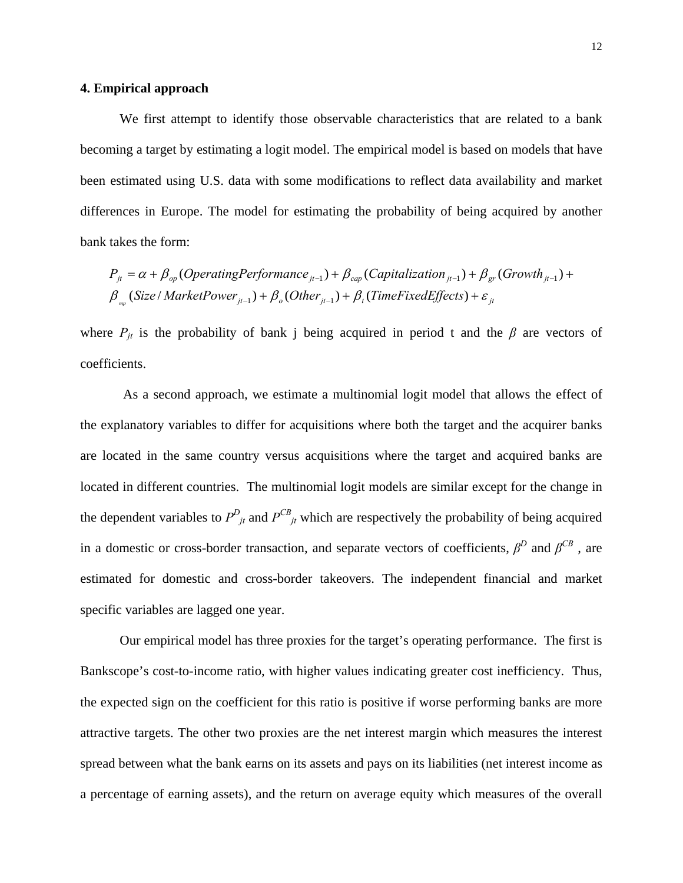## 4. Empirical approach

We first attempt to identify those observable characteristics that are related to a bank becoming a target by estimating a logit model. The empirical model is based on models that have been estimated using U.S. data with some modifications to reflect data availability and market differences in Europe. The model for estimating the probability of being acquired by another bank takes the form:

$$P_{jt} = \alpha + \beta_{op}(OperatingPerformance_{jt-1}) + \beta_{cap}(Capitalization_{jt-1}) + \beta_{gr}(Growth_{jt-1}) + \beta_{mp}(Size/MarketPower_{jt-1}) + \beta_{o}(Other_{jt-1}) + \beta_{t}(TimeFixedEffects) + \varepsilon_{jt}$$

where $P_{jt}$ is the probability of bank j being acquired in period t and the $\beta$ are vectors of coefficients.

As a second approach, we estimate a multinomial logit model that allows the effect of the explanatory variables to differ for acquisitions where both the target and the acquirer banks are located in the same country versus acquisitions where the target and acquired banks are located in different countries. The multinomial logit models are similar except for the change in the dependent variables to $P^{D}_{jt}$ and $P^{CB}_{jt}$ which are respectively the probability of being acquired in a domestic or cross-border transaction, and separate vectors of coefficients, $\beta^{D}$ and $\beta^{CB}$ , are estimated for domestic and cross-border takeovers. The independent financial and market specific variables are lagged one year.

Our empirical model has three proxies for the target's operating performance. The first is Bankscope's cost-to-income ratio, with higher values indicating greater cost inefficiency. Thus, the expected sign on the coefficient for this ratio is positive if worse performing banks are more attractive targets. The other two proxies are the net interest margin which measures the interest spread between what the bank earns on its assets and pays on its liabilities (net interest income as a percentage of earning assets), and the return on average equity which measures of the overall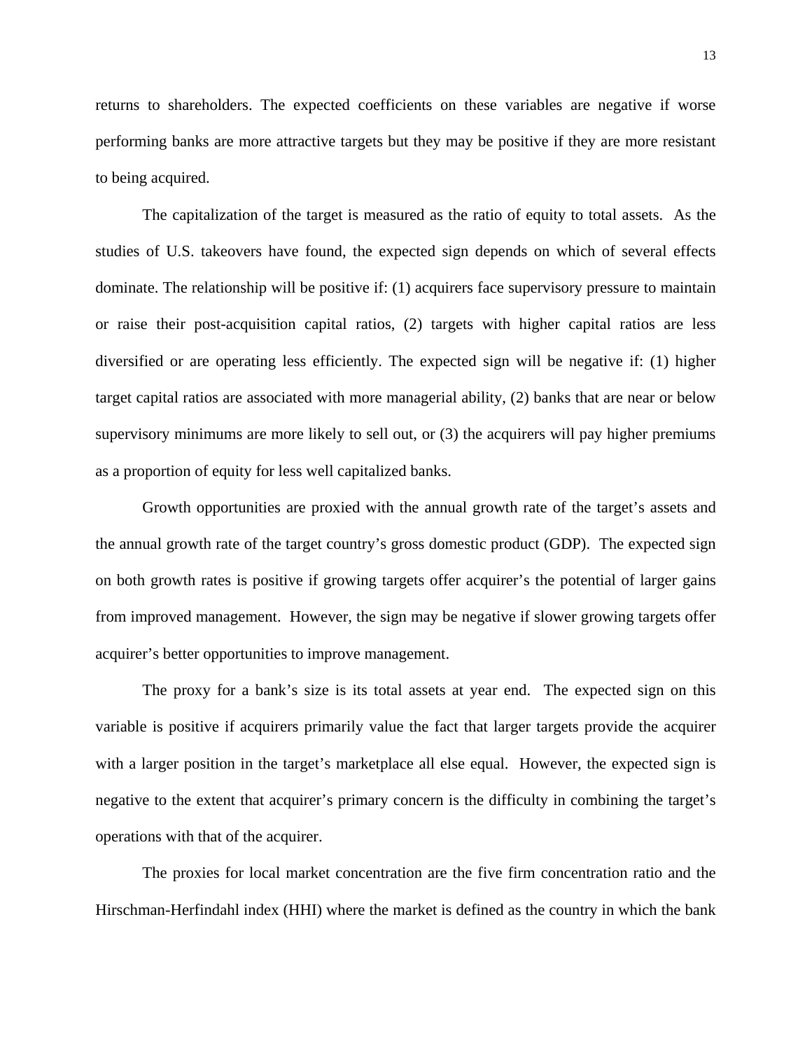returns to shareholders. The expected coefficients on these variables are negative if worse performing banks are more attractive targets but they may be positive if they are more resistant to being acquired.

The capitalization of the target is measured as the ratio of equity to total assets. As the studies of U.S. takeovers have found, the expected sign depends on which of several effects dominate. The relationship will be positive if: (1) acquirers face supervisory pressure to maintain or raise their post-acquisition capital ratios, (2) targets with higher capital ratios are less diversified or are operating less efficiently. The expected sign will be negative if: (1) higher target capital ratios are associated with more managerial ability, (2) banks that are near or below supervisory minimums are more likely to sell out, or (3) the acquirers will pay higher premiums as a proportion of equity for less well capitalized banks.

Growth opportunities are proxied with the annual growth rate of the target's assets and the annual growth rate of the target country's gross domestic product (GDP). The expected sign on both growth rates is positive if growing targets offer acquirer's the potential of larger gains from improved management. However, the sign may be negative if slower growing targets offer acquirer's better opportunities to improve management.

The proxy for a bank's size is its total assets at year end. The expected sign on this variable is positive if acquirers primarily value the fact that larger targets provide the acquirer with a larger position in the target's marketplace all else equal. However, the expected sign is negative to the extent that acquirer's primary concern is the difficulty in combining the target's operations with that of the acquirer.

The proxies for local market concentration are the five firm concentration ratio and the Hirschman-Herfindahl index (HHI) where the market is defined as the country in which the bank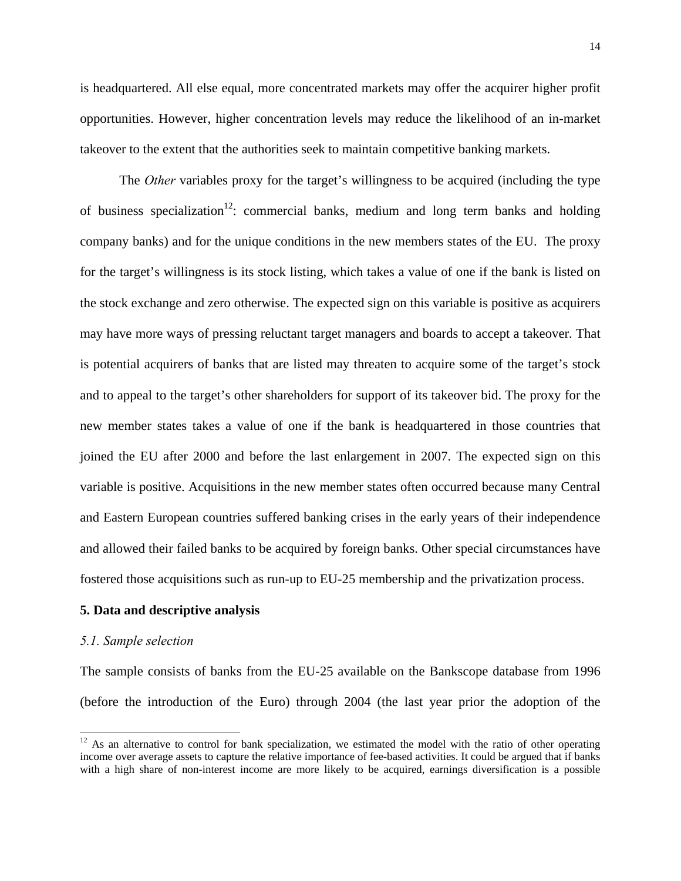is headquartered. All else equal, more concentrated markets may offer the acquirer higher profit opportunities. However, higher concentration levels may reduce the likelihood of an in-market takeover to the extent that the authorities seek to maintain competitive banking markets.

The *Other* variables proxy for the target's willingness to be acquired (including the type of business specialization[12]: commercial banks, medium and long term banks and holding company banks) and for the unique conditions in the new members states of the EU. The proxy for the target's willingness is its stock listing, which takes a value of one if the bank is listed on the stock exchange and zero otherwise. The expected sign on this variable is positive as acquirers may have more ways of pressing reluctant target managers and boards to accept a takeover. That is potential acquirers of banks that are listed may threaten to acquire some of the target's stock and to appeal to the target's other shareholders for support of its takeover bid. The proxy for the new member states takes a value of one if the bank is headquartered in those countries that joined the EU after 2000 and before the last enlargement in 2007. The expected sign on this variable is positive. Acquisitions in the new member states often occurred because many Central and Eastern European countries suffered banking crises in the early years of their independence and allowed their failed banks to be acquired by foreign banks. Other special circumstances have fostered those acquisitions such as run-up to EU-25 membership and the privatization process.

## 5. Data and descriptive analysis

### *5.1. Sample selection*

The sample consists of banks from the EU-25 available on the Bankscope database from 1996 (before the introduction of the Euro) through 2004 (the last year prior the adoption of the

[12] As an alternative to control for bank specialization, we estimated the model with the ratio of other operating income over average assets to capture the relative importance of fee-based activities. It could be argued that if banks with a high share of non-interest income are more likely to be acquired, earnings diversification is a possible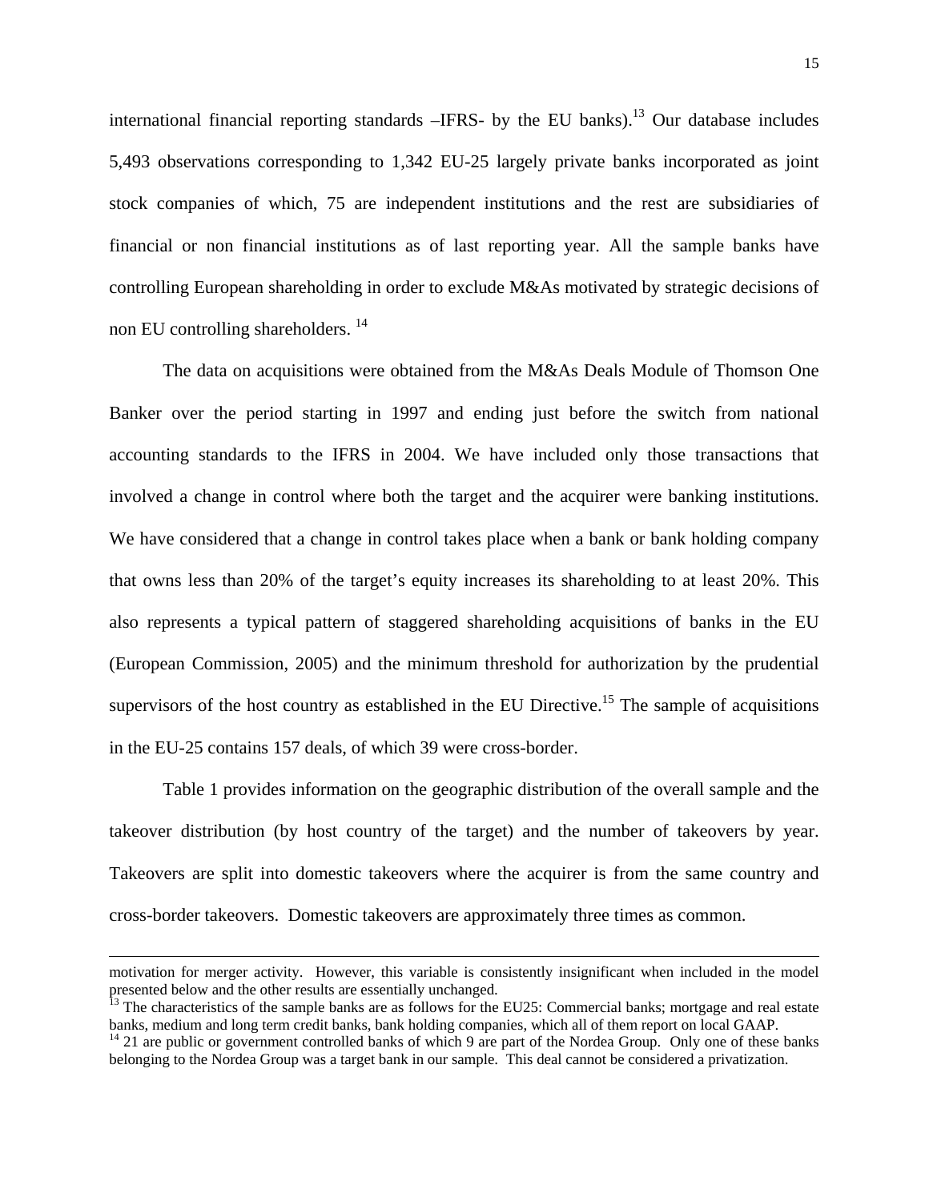international financial reporting standards –IFRS- by the EU banks).[13] Our database includes 5,493 observations corresponding to 1,342 EU-25 largely private banks incorporated as joint stock companies of which, 75 are independent institutions and the rest are subsidiaries of financial or non financial institutions as of last reporting year. All the sample banks have controlling European shareholding in order to exclude M&As motivated by strategic decisions of non EU controlling shareholders. [14]

The data on acquisitions were obtained from the M&As Deals Module of Thomson One Banker over the period starting in 1997 and ending just before the switch from national accounting standards to the IFRS in 2004. We have included only those transactions that involved a change in control where both the target and the acquirer were banking institutions. We have considered that a change in control takes place when a bank or bank holding company that owns less than 20% of the target's equity increases its shareholding to at least 20%. This also represents a typical pattern of staggered shareholding acquisitions of banks in the EU (European Commission, 2005) and the minimum threshold for authorization by the prudential supervisors of the host country as established in the EU Directive.[15] The sample of acquisitions in the EU-25 contains 157 deals, of which 39 were cross-border.

Table 1 provides information on the geographic distribution of the overall sample and the takeover distribution (by host country of the target) and the number of takeovers by year. Takeovers are split into domestic takeovers where the acquirer is from the same country and cross-border takeovers. Domestic takeovers are approximately three times as common.

---

motivation for merger activity. However, this variable is consistently insignificant when included in the model presented below and the other results are essentially unchanged.

[13] The characteristics of the sample banks are as follows for the EU25: Commercial banks; mortgage and real estate banks, medium and long term credit banks, bank holding companies, which all of them report on local GAAP.

[14] 21 are public or government controlled banks of which 9 are part of the Nordea Group. Only one of these banks belonging to the Nordea Group was a target bank in our sample. This deal cannot be considered a privatization.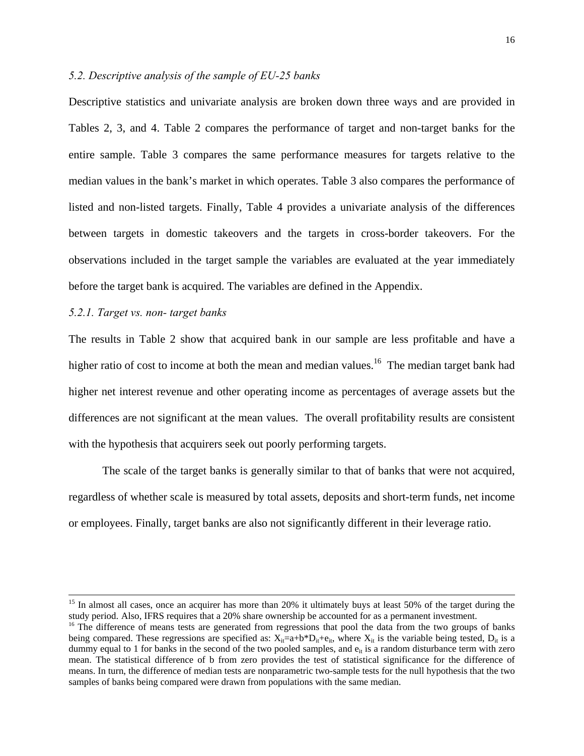### *5.2. Descriptive analysis of the sample of EU-25 banks*

Descriptive statistics and univariate analysis are broken down three ways and are provided in Tables 2, 3, and 4. Table 2 compares the performance of target and non-target banks for the entire sample. Table 3 compares the same performance measures for targets relative to the median values in the bank's market in which operates. Table 3 also compares the performance of listed and non-listed targets. Finally, Table 4 provides a univariate analysis of the differences between targets in domestic takeovers and the targets in cross-border takeovers. For the observations included in the target sample the variables are evaluated at the year immediately before the target bank is acquired. The variables are defined in the Appendix.

#### *5.2.1. Target vs. non- target banks*

The results in Table 2 show that acquired bank in our sample are less profitable and have a higher ratio of cost to income at both the mean and median values.[16] The median target bank had higher net interest revenue and other operating income as percentages of average assets but the differences are not significant at the mean values. The overall profitability results are consistent with the hypothesis that acquirers seek out poorly performing targets.

The scale of the target banks is generally similar to that of banks that were not acquired, regardless of whether scale is measured by total assets, deposits and short-term funds, net income or employees. Finally, target banks are also not significantly different in their leverage ratio.

---

[15] In almost all cases, once an acquirer has more than 20% it ultimately buys at least 50% of the target during the study period. Also, IFRS requires that a 20% share ownership be accounted for as a permanent investment.

[16] The difference of means tests are generated from regressions that pool the data from the two groups of banks being compared. These regressions are specified as: $X_{it}=a+b*D_{it}+e_{it}$, where $X_{it}$ is the variable being tested, $D_{it}$ is a dummy equal to 1 for banks in the second of the two pooled samples, and $e_{it}$ is a random disturbance term with zero mean. The statistical difference of b from zero provides the test of statistical significance for the difference of means. In turn, the difference of median tests are nonparametric two-sample tests for the null hypothesis that the two samples of banks being compared were drawn from populations with the same median.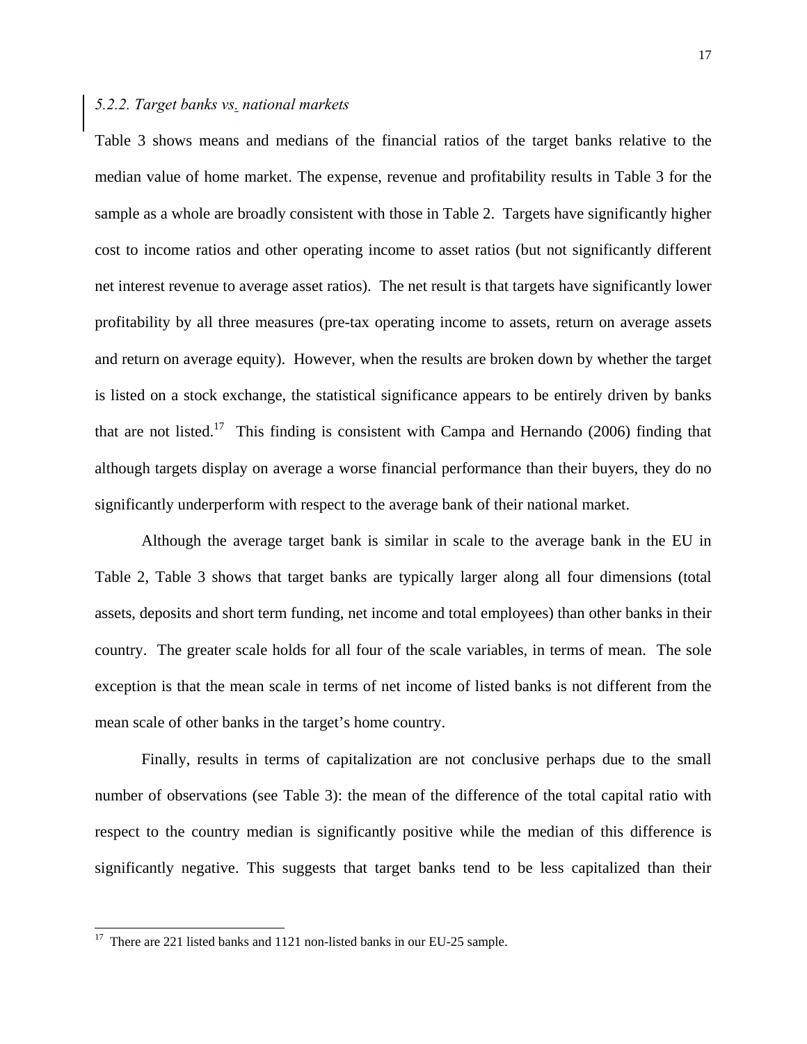### *5.2.2. Target banks vs. national markets*

Table 3 shows means and medians of the financial ratios of the target banks relative to the median value of home market. The expense, revenue and profitability results in Table 3 for the sample as a whole are broadly consistent with those in Table 2. Targets have significantly higher cost to income ratios and other operating income to asset ratios (but not significantly different net interest revenue to average asset ratios). The net result is that targets have significantly lower profitability by all three measures (pre-tax operating income to assets, return on average assets and return on average equity). However, when the results are broken down by whether the target is listed on a stock exchange, the statistical significance appears to be entirely driven by banks that are not listed.[17] This finding is consistent with Campa and Hernando (2006) finding that although targets display on average a worse financial performance than their buyers, they do no significantly underperform with respect to the average bank of their national market.

Although the average target bank is similar in scale to the average bank in the EU in Table 2, Table 3 shows that target banks are typically larger along all four dimensions (total assets, deposits and short term funding, net income and total employees) than other banks in their country. The greater scale holds for all four of the scale variables, in terms of mean. The sole exception is that the mean scale in terms of net income of listed banks is not different from the mean scale of other banks in the target's home country.

Finally, results in terms of capitalization are not conclusive perhaps due to the small number of observations (see Table 3): the mean of the difference of the total capital ratio with respect to the country median is significantly positive while the median of this difference is significantly negative. This suggests that target banks tend to be less capitalized than their

[17] There are 221 listed banks and 1121 non-listed banks in our EU-25 sample.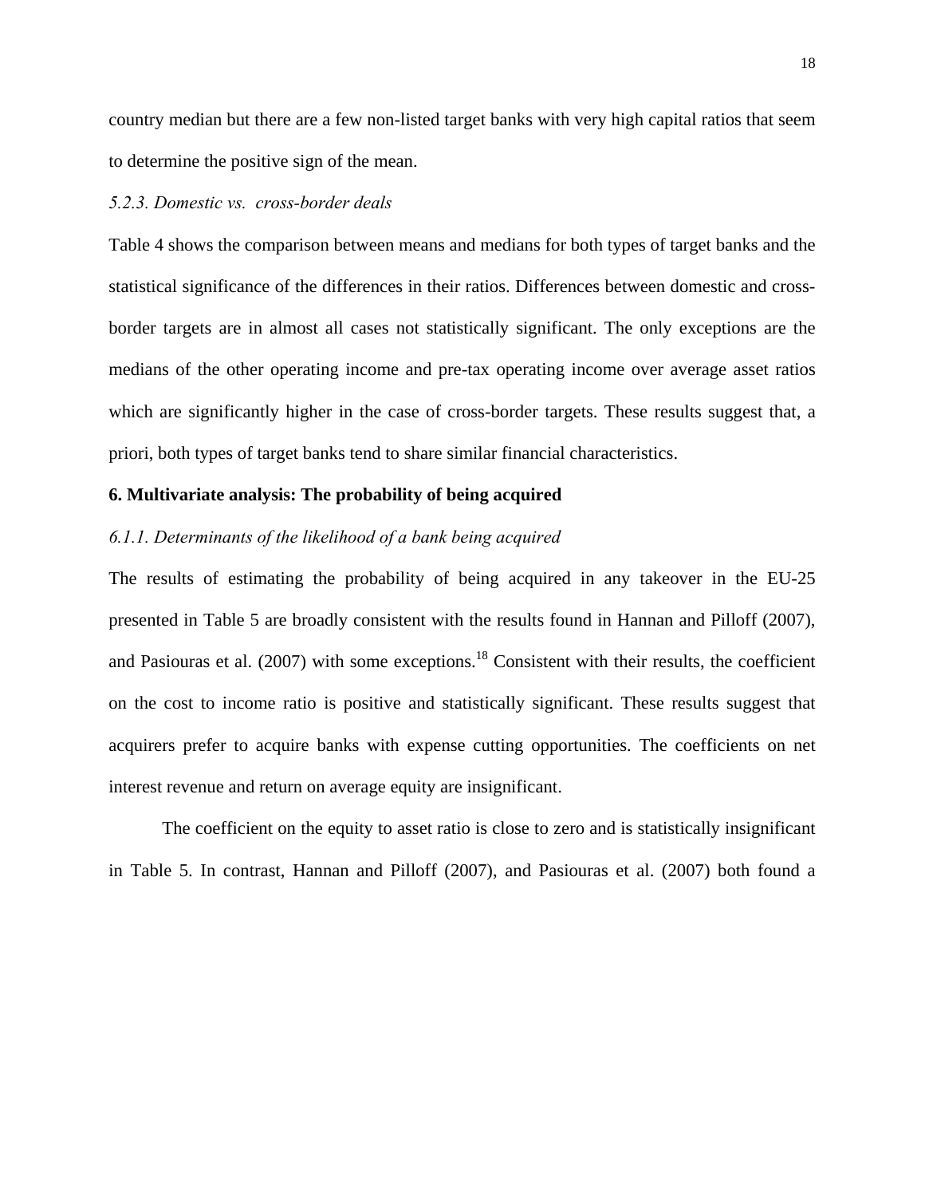country median but there are a few non-listed target banks with very high capital ratios that seem to determine the positive sign of the mean.

### *5.2.3. Domestic vs. cross-border deals*

Table 4 shows the comparison between means and medians for both types of target banks and the statistical significance of the differences in their ratios. Differences between domestic and cross-border targets are in almost all cases not statistically significant. The only exceptions are the medians of the other operating income and pre-tax operating income over average asset ratios which are significantly higher in the case of cross-border targets. These results suggest that, a priori, both types of target banks tend to share similar financial characteristics.

## **6. Multivariate analysis: The probability of being acquired**

### *6.1.1. Determinants of the likelihood of a bank being acquired*

The results of estimating the probability of being acquired in any takeover in the EU-25 presented in Table 5 are broadly consistent with the results found in Hannan and Pilloff (2007), and Pasiouras et al. (2007) with some exceptions.[18] Consistent with their results, the coefficient on the cost to income ratio is positive and statistically significant. These results suggest that acquirers prefer to acquire banks with expense cutting opportunities. The coefficients on net interest revenue and return on average equity are insignificant.

The coefficient on the equity to asset ratio is close to zero and is statistically insignificant in Table 5. In contrast, Hannan and Pilloff (2007), and Pasiouras et al. (2007) both found a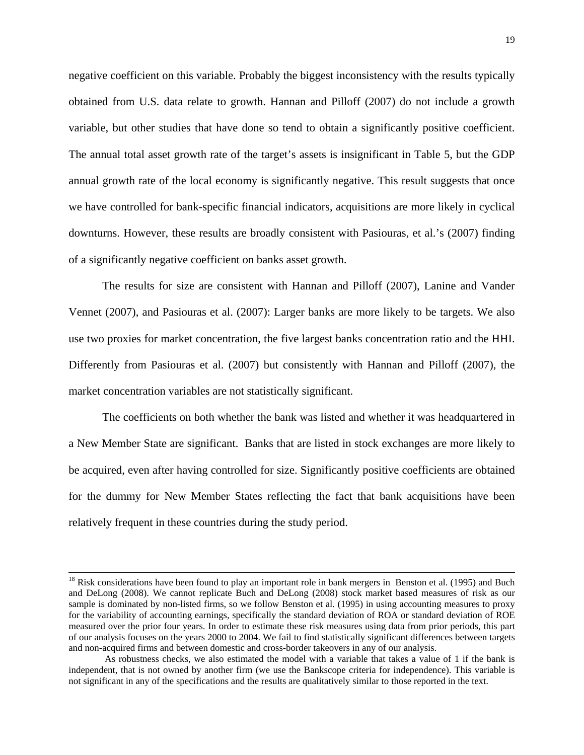negative coefficient on this variable. Probably the biggest inconsistency with the results typically obtained from U.S. data relate to growth. Hannan and Pilloff (2007) do not include a growth variable, but other studies that have done so tend to obtain a significantly positive coefficient. The annual total asset growth rate of the target's assets is insignificant in Table 5, but the GDP annual growth rate of the local economy is significantly negative. This result suggests that once we have controlled for bank-specific financial indicators, acquisitions are more likely in cyclical downturns. However, these results are broadly consistent with Pasiouras, et al.'s (2007) finding of a significantly negative coefficient on banks asset growth.

The results for size are consistent with Hannan and Pilloff (2007), Lanine and Vander Vennet (2007), and Pasiouras et al. (2007): Larger banks are more likely to be targets. We also use two proxies for market concentration, the five largest banks concentration ratio and the HHI. Differently from Pasiouras et al. (2007) but consistently with Hannan and Pilloff (2007), the market concentration variables are not statistically significant.

The coefficients on both whether the bank was listed and whether it was headquartered in a New Member State are significant. Banks that are listed in stock exchanges are more likely to be acquired, even after having controlled for size. Significantly positive coefficients are obtained for the dummy for New Member States reflecting the fact that bank acquisitions have been relatively frequent in these countries during the study period.

---

[18] Risk considerations have been found to play an important role in bank mergers in Benston et al. (1995) and Buch and DeLong (2008). We cannot replicate Buch and DeLong (2008) stock market based measures of risk as our sample is dominated by non-listed firms, so we follow Benston et al. (1995) in using accounting measures to proxy for the variability of accounting earnings, specifically the standard deviation of ROA or standard deviation of ROE measured over the prior four years. In order to estimate these risk measures using data from prior periods, this part of our analysis focuses on the years 2000 to 2004. We fail to find statistically significant differences between targets and non-acquired firms and between domestic and cross-border takeovers in any of our analysis.

As robustness checks, we also estimated the model with a variable that takes a value of 1 if the bank is independent, that is not owned by another firm (we use the Bankscope criteria for independence). This variable is not significant in any of the specifications and the results are qualitatively similar to those reported in the text.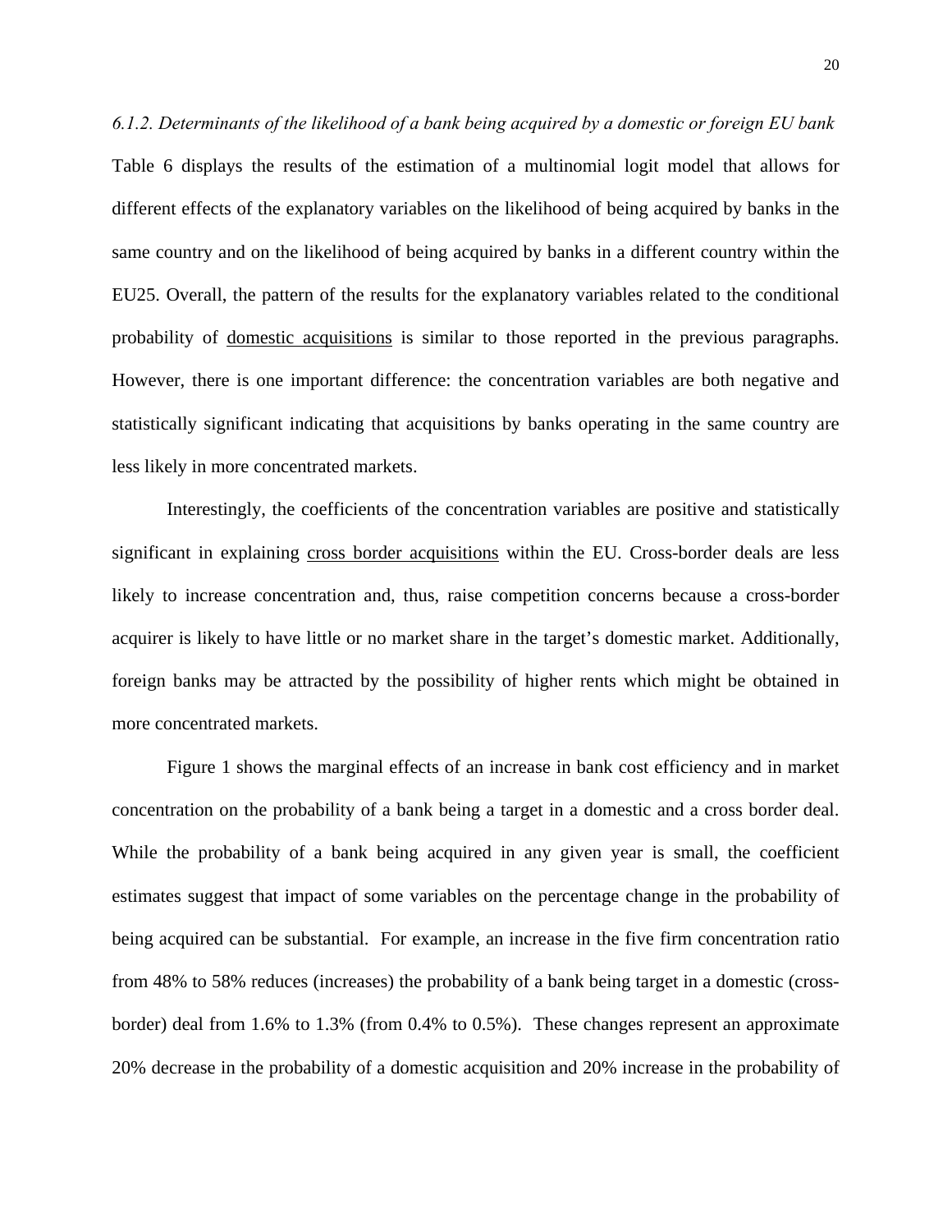*6.1.2. Determinants of the likelihood of a bank being acquired by a domestic or foreign EU bank*

Table 6 displays the results of the estimation of a multinomial logit model that allows for different effects of the explanatory variables on the likelihood of being acquired by banks in the same country and on the likelihood of being acquired by banks in a different country within the EU25. Overall, the pattern of the results for the explanatory variables related to the conditional probability of domestic acquisitions is similar to those reported in the previous paragraphs. However, there is one important difference: the concentration variables are both negative and statistically significant indicating that acquisitions by banks operating in the same country are less likely in more concentrated markets.

Interestingly, the coefficients of the concentration variables are positive and statistically significant in explaining cross border acquisitions within the EU. Cross-border deals are less likely to increase concentration and, thus, raise competition concerns because a cross-border acquirer is likely to have little or no market share in the target's domestic market. Additionally, foreign banks may be attracted by the possibility of higher rents which might be obtained in more concentrated markets.

Figure 1 shows the marginal effects of an increase in bank cost efficiency and in market concentration on the probability of a bank being a target in a domestic and a cross border deal. While the probability of a bank being acquired in any given year is small, the coefficient estimates suggest that impact of some variables on the percentage change in the probability of being acquired can be substantial. For example, an increase in the five firm concentration ratio from 48% to 58% reduces (increases) the probability of a bank being target in a domestic (cross-border) deal from 1.6% to 1.3% (from 0.4% to 0.5%). These changes represent an approximate 20% decrease in the probability of a domestic acquisition and 20% increase in the probability of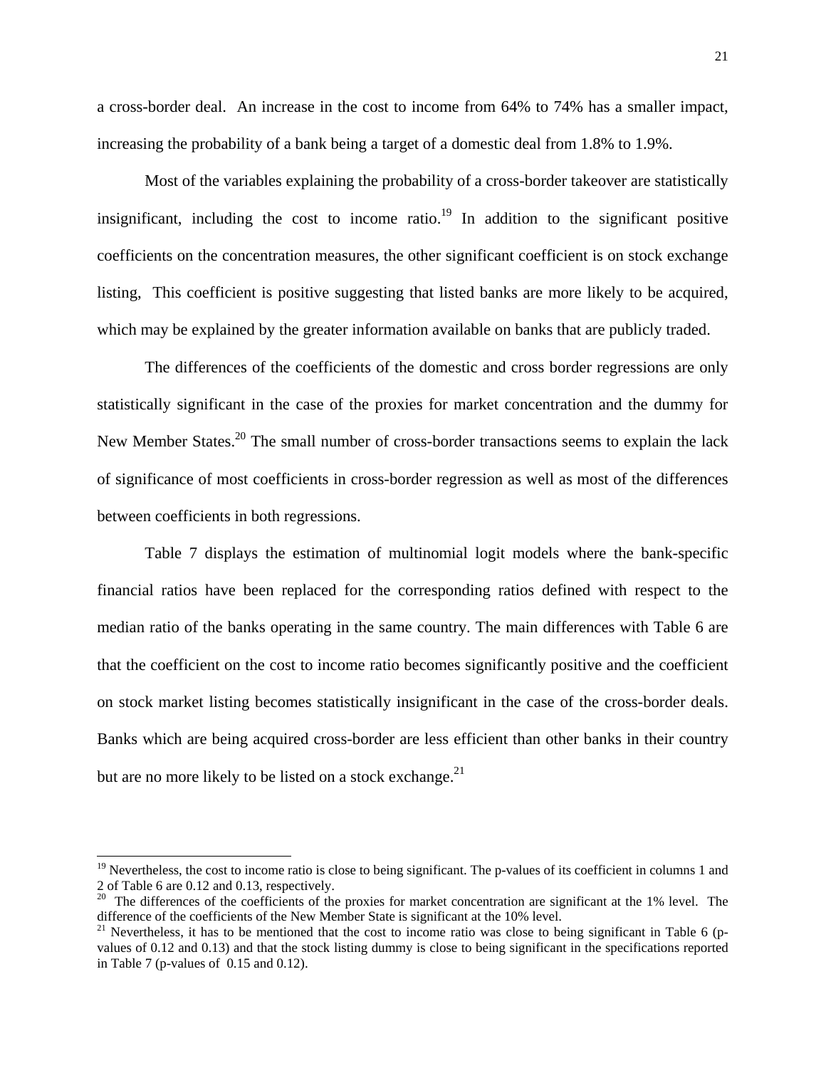a cross-border deal. An increase in the cost to income from 64% to 74% has a smaller impact, increasing the probability of a bank being a target of a domestic deal from 1.8% to 1.9%.

Most of the variables explaining the probability of a cross-border takeover are statistically insignificant, including the cost to income ratio.[19] In addition to the significant positive coefficients on the concentration measures, the other significant coefficient is on stock exchange listing, This coefficient is positive suggesting that listed banks are more likely to be acquired, which may be explained by the greater information available on banks that are publicly traded.

The differences of the coefficients of the domestic and cross border regressions are only statistically significant in the case of the proxies for market concentration and the dummy for New Member States.[20] The small number of cross-border transactions seems to explain the lack of significance of most coefficients in cross-border regression as well as most of the differences between coefficients in both regressions.

Table 7 displays the estimation of multinomial logit models where the bank-specific financial ratios have been replaced for the corresponding ratios defined with respect to the median ratio of the banks operating in the same country. The main differences with Table 6 are that the coefficient on the cost to income ratio becomes significantly positive and the coefficient on stock market listing becomes statistically insignificant in the case of the cross-border deals. Banks which are being acquired cross-border are less efficient than other banks in their country but are no more likely to be listed on a stock exchange.[21]

---

[19] Nevertheless, the cost to income ratio is close to being significant. The p-values of its coefficient in columns 1 and 2 of Table 6 are 0.12 and 0.13, respectively.

[20] The differences of the coefficients of the proxies for market concentration are significant at the 1% level. The difference of the coefficients of the New Member State is significant at the 10% level.

[21] Nevertheless, it has to be mentioned that the cost to income ratio was close to being significant in Table 6 (p-values of 0.12 and 0.13) and that the stock listing dummy is close to being significant in the specifications reported in Table 7 (p-values of 0.15 and 0.12).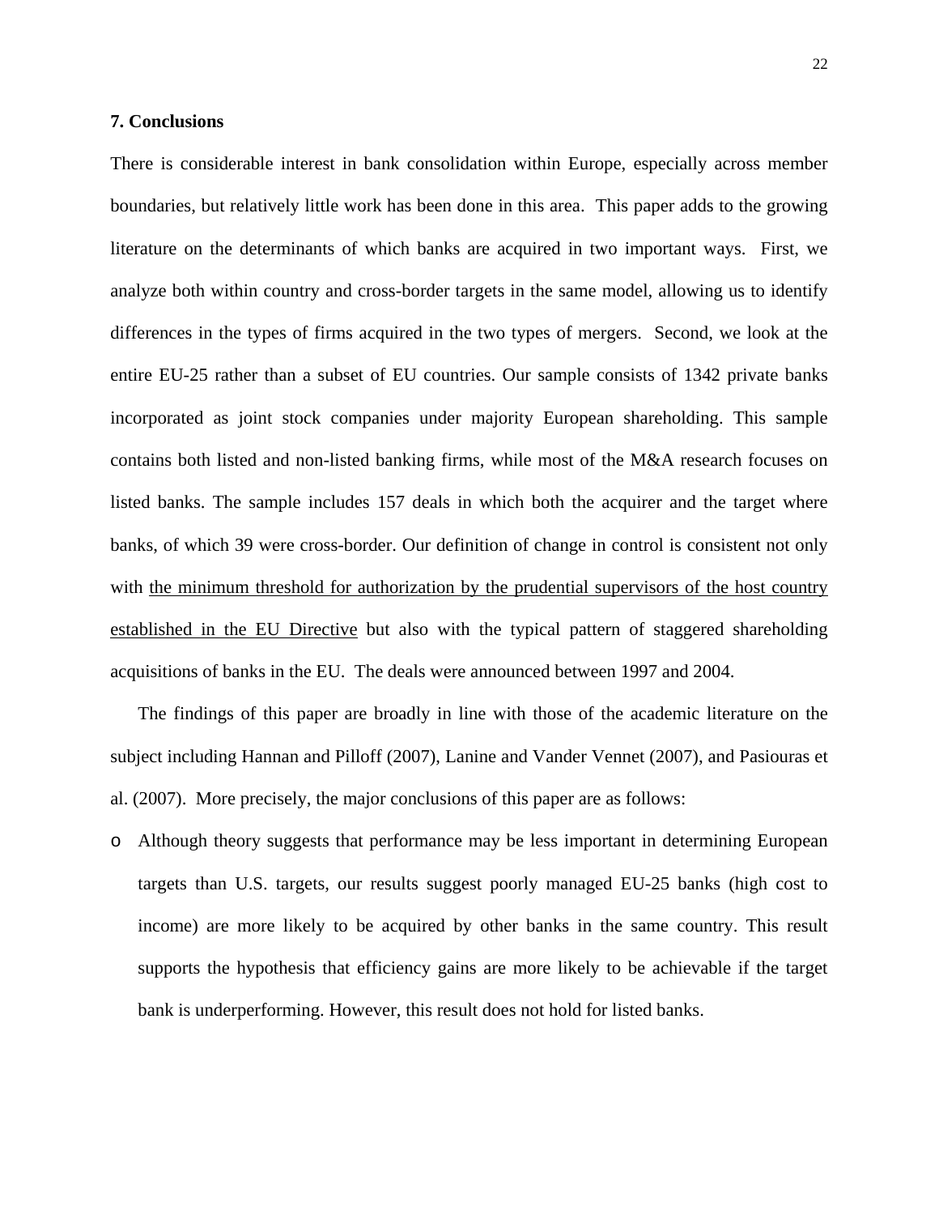## 7. Conclusions

There is considerable interest in bank consolidation within Europe, especially across member boundaries, but relatively little work has been done in this area. This paper adds to the growing literature on the determinants of which banks are acquired in two important ways. First, we analyze both within country and cross-border targets in the same model, allowing us to identify differences in the types of firms acquired in the two types of mergers. Second, we look at the entire EU-25 rather than a subset of EU countries. Our sample consists of 1342 private banks incorporated as joint stock companies under majority European shareholding. This sample contains both listed and non-listed banking firms, while most of the M&A research focuses on listed banks. The sample includes 157 deals in which both the acquirer and the target where banks, of which 39 were cross-border. Our definition of change in control is consistent not only with <u>the minimum threshold for authorization by the prudential supervisors of the host country established in the EU Directive</u> but also with the typical pattern of staggered shareholding acquisitions of banks in the EU. The deals were announced between 1997 and 2004.

The findings of this paper are broadly in line with those of the academic literature on the subject including Hannan and Pilloff (2007), Lanine and Vander Vennet (2007), and Pasiouras et al. (2007). More precisely, the major conclusions of this paper are as follows:

- Although theory suggests that performance may be less important in determining European targets than U.S. targets, our results suggest poorly managed EU-25 banks (high cost to income) are more likely to be acquired by other banks in the same country. This result supports the hypothesis that efficiency gains are more likely to be achievable if the target bank is underperforming. However, this result does not hold for listed banks.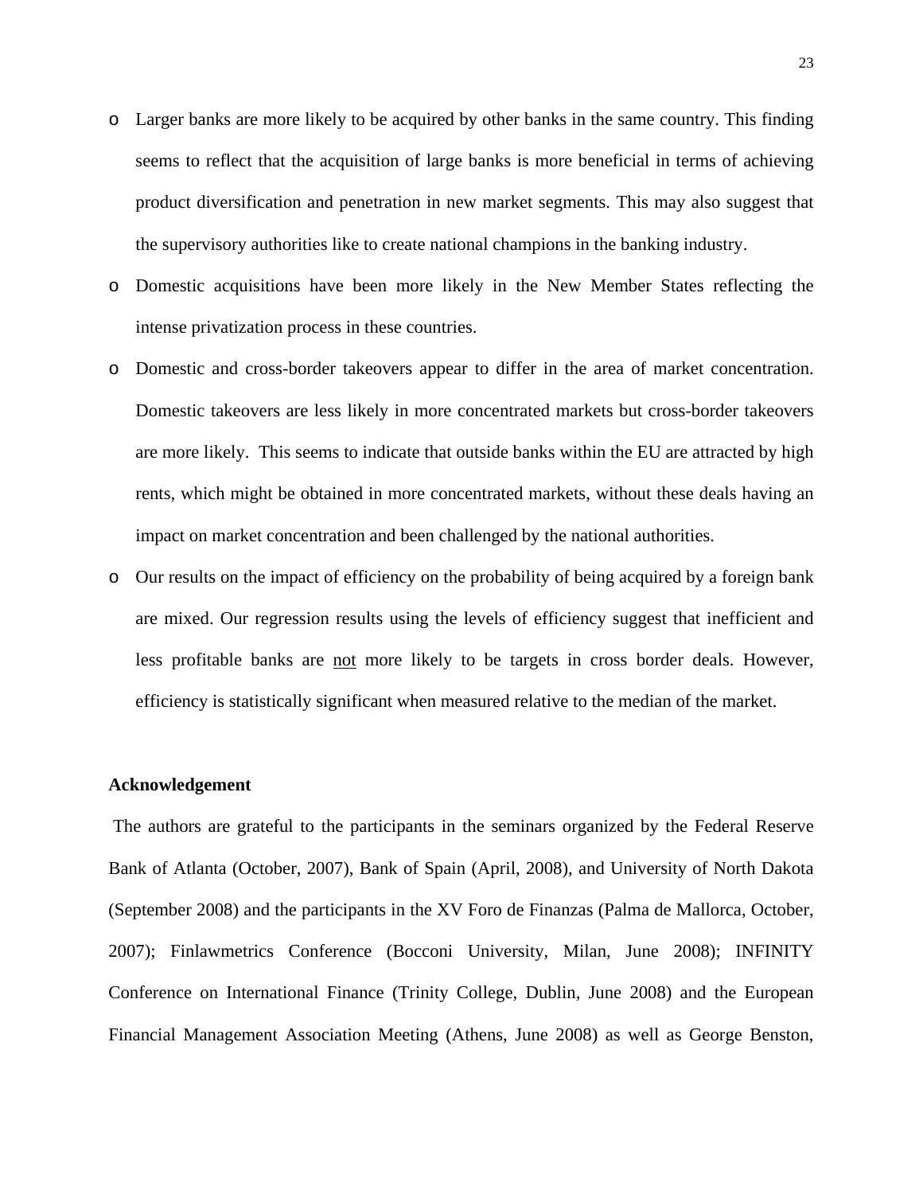- Larger banks are more likely to be acquired by other banks in the same country. This finding seems to reflect that the acquisition of large banks is more beneficial in terms of achieving product diversification and penetration in new market segments. This may also suggest that the supervisory authorities like to create national champions in the banking industry.
- Domestic acquisitions have been more likely in the New Member States reflecting the intense privatization process in these countries.
- Domestic and cross-border takeovers appear to differ in the area of market concentration. Domestic takeovers are less likely in more concentrated markets but cross-border takeovers are more likely. This seems to indicate that outside banks within the EU are attracted by high rents, which might be obtained in more concentrated markets, without these deals having an impact on market concentration and been challenged by the national authorities.
- Our results on the impact of efficiency on the probability of being acquired by a foreign bank are mixed. Our regression results using the levels of efficiency suggest that inefficient and less profitable banks are <u>not</u> more likely to be targets in cross border deals. However, efficiency is statistically significant when measured relative to the median of the market.

**Acknowledgement**

The authors are grateful to the participants in the seminars organized by the Federal Reserve Bank of Atlanta (October, 2007), Bank of Spain (April, 2008), and University of North Dakota (September 2008) and the participants in the XV Foro de Finanzas (Palma de Mallorca, October, 2007); Finlawmetrics Conference (Bocconi University, Milan, June 2008); INFINITY Conference on International Finance (Trinity College, Dublin, June 2008) and the European Financial Management Association Meeting (Athens, June 2008) as well as George Benston,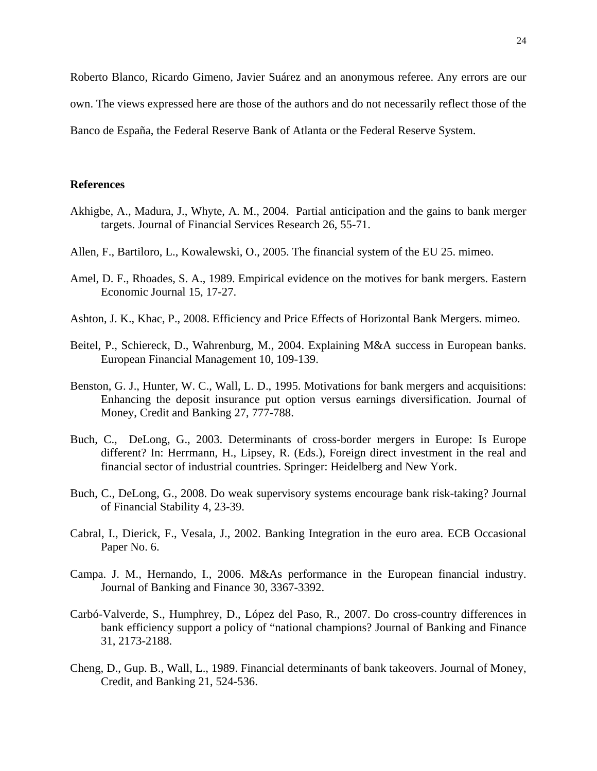Roberto Blanco, Ricardo Gimeno, Javier Suárez and an anonymous referee. Any errors are our own. The views expressed here are those of the authors and do not necessarily reflect those of the Banco de España, the Federal Reserve Bank of Atlanta or the Federal Reserve System.

## References

Akhigbe, A., Madura, J., Whyte, A. M., 2004. Partial anticipation and the gains to bank merger targets. Journal of Financial Services Research 26, 55-71.

Allen, F., Bartiloro, L., Kowalewski, O., 2005. The financial system of the EU 25. mimeo.

Amel, D. F., Rhoades, S. A., 1989. Empirical evidence on the motives for bank mergers. Eastern Economic Journal 15, 17-27.

Ashton, J. K., Khac, P., 2008. Efficiency and Price Effects of Horizontal Bank Mergers. mimeo.

Beitel, P., Schiereck, D., Wahrenburg, M., 2004. Explaining M&A success in European banks. European Financial Management 10, 109-139.

Benston, G. J., Hunter, W. C., Wall, L. D., 1995. Motivations for bank mergers and acquisitions: Enhancing the deposit insurance put option versus earnings diversification. Journal of Money, Credit and Banking 27, 777-788.

Buch, C., DeLong, G., 2003. Determinants of cross-border mergers in Europe: Is Europe different? In: Herrmann, H., Lipsey, R. (Eds.), Foreign direct investment in the real and financial sector of industrial countries. Springer: Heidelberg and New York.

Buch, C., DeLong, G., 2008. Do weak supervisory systems encourage bank risk-taking? Journal of Financial Stability 4, 23-39.

Cabral, I., Dierick, F., Vesala, J., 2002. Banking Integration in the euro area. ECB Occasional Paper No. 6.

Campa. J. M., Hernando, I., 2006. M&As performance in the European financial industry. Journal of Banking and Finance 30, 3367-3392.

Carbó-Valverde, S., Humphrey, D., López del Paso, R., 2007. Do cross-country differences in bank efficiency support a policy of "national champions? Journal of Banking and Finance 31, 2173-2188.

Cheng, D., Gup. B., Wall, L., 1989. Financial determinants of bank takeovers. Journal of Money, Credit, and Banking 21, 524-536.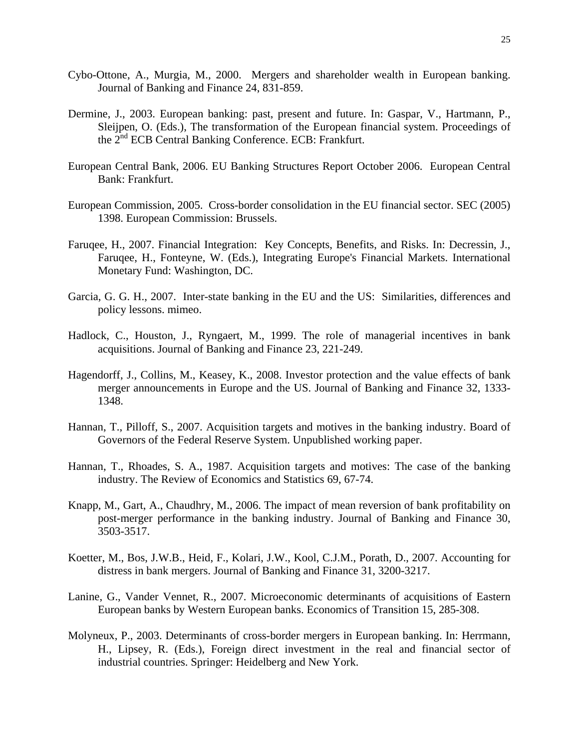Cybo-Ottone, A., Murgia, M., 2000. Mergers and shareholder wealth in European banking. Journal of Banking and Finance 24, 831-859.

Dermine, J., 2003. European banking: past, present and future. In: Gaspar, V., Hartmann, P., Sleijpen, O. (Eds.), The transformation of the European financial system. Proceedings of the 2nd ECB Central Banking Conference. ECB: Frankfurt.

European Central Bank, 2006. EU Banking Structures Report October 2006. European Central Bank: Frankfurt.

European Commission, 2005. Cross-border consolidation in the EU financial sector. SEC (2005) 1398. European Commission: Brussels.

Faruqee, H., 2007. Financial Integration: Key Concepts, Benefits, and Risks. In: Decressin, J., Faruqee, H., Fonteyne, W. (Eds.), Integrating Europe's Financial Markets. International Monetary Fund: Washington, DC.

Garcia, G. G. H., 2007. Inter-state banking in the EU and the US: Similarities, differences and policy lessons. mimeo.

Hadlock, C., Houston, J., Ryngaert, M., 1999. The role of managerial incentives in bank acquisitions. Journal of Banking and Finance 23, 221-249.

Hagendorff, J., Collins, M., Keasey, K., 2008. Investor protection and the value effects of bank merger announcements in Europe and the US. Journal of Banking and Finance 32, 1333-1348.

Hannan, T., Pilloff, S., 2007. Acquisition targets and motives in the banking industry. Board of Governors of the Federal Reserve System. Unpublished working paper.

Hannan, T., Rhoades, S. A., 1987. Acquisition targets and motives: The case of the banking industry. The Review of Economics and Statistics 69, 67-74.

Knapp, M., Gart, A., Chaudhry, M., 2006. The impact of mean reversion of bank profitability on post-merger performance in the banking industry. Journal of Banking and Finance 30, 3503-3517.

Koetter, M., Bos, J.W.B., Heid, F., Kolari, J.W., Kool, C.J.M., Porath, D., 2007. Accounting for distress in bank mergers. Journal of Banking and Finance 31, 3200-3217.

Lanine, G., Vander Vennet, R., 2007. Microeconomic determinants of acquisitions of Eastern European banks by Western European banks. Economics of Transition 15, 285-308.

Molyneux, P., 2003. Determinants of cross-border mergers in European banking. In: Herrmann, H., Lipsey, R. (Eds.), Foreign direct investment in the real and financial sector of industrial countries. Springer: Heidelberg and New York.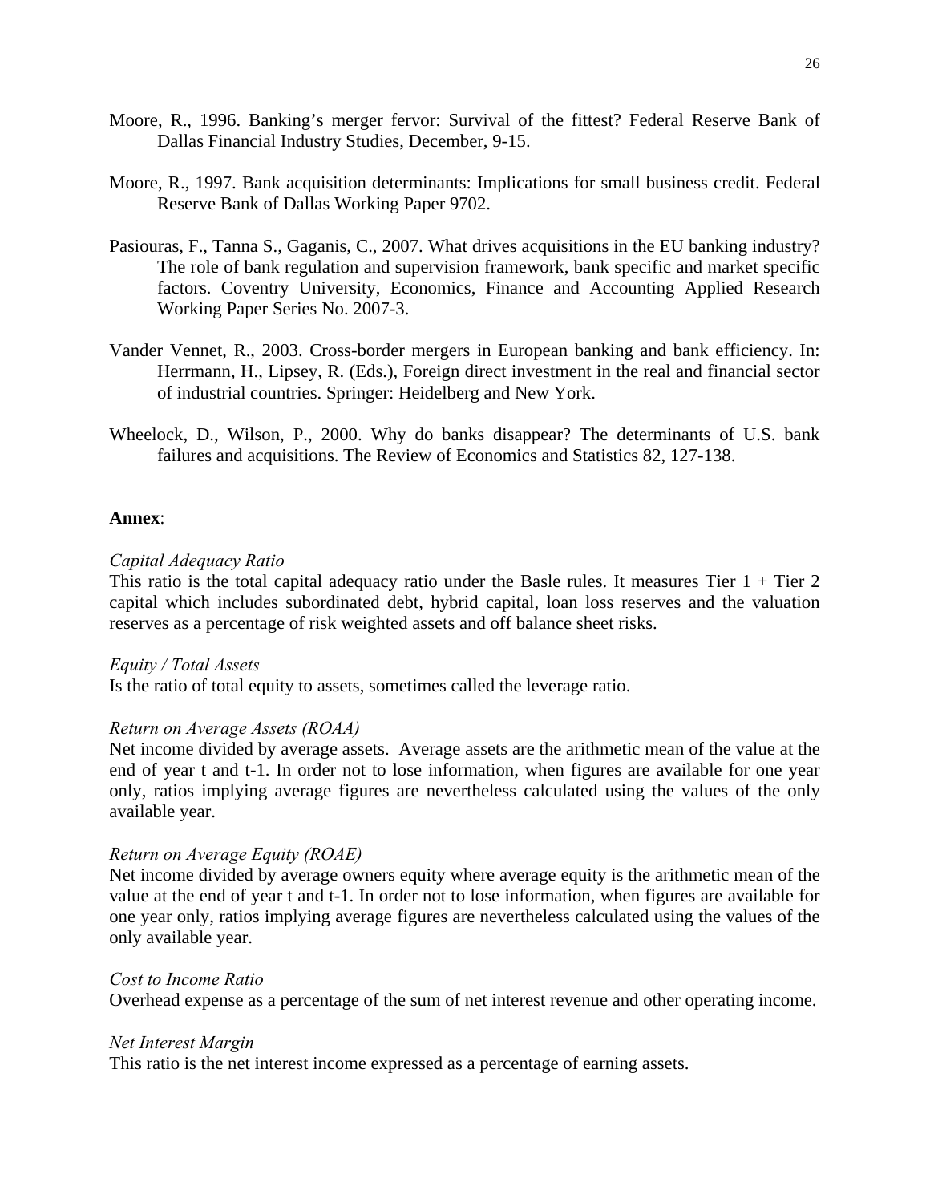Moore, R., 1996. Banking's merger fervor: Survival of the fittest? Federal Reserve Bank of Dallas Financial Industry Studies, December, 9-15.

Moore, R., 1997. Bank acquisition determinants: Implications for small business credit. Federal Reserve Bank of Dallas Working Paper 9702.

Pasiouras, F., Tanna S., Gaganis, C., 2007. What drives acquisitions in the EU banking industry? The role of bank regulation and supervision framework, bank specific and market specific factors. Coventry University, Economics, Finance and Accounting Applied Research Working Paper Series No. 2007-3.

Vander Vennet, R., 2003. Cross-border mergers in European banking and bank efficiency. In: Herrmann, H., Lipsey, R. (Eds.), Foreign direct investment in the real and financial sector of industrial countries. Springer: Heidelberg and New York.

Wheelock, D., Wilson, P., 2000. Why do banks disappear? The determinants of U.S. bank failures and acquisitions. The Review of Economics and Statistics 82, 127-138.

**Annex**:

*Capital Adequacy Ratio*
This ratio is the total capital adequacy ratio under the Basle rules. It measures Tier 1 + Tier 2 capital which includes subordinated debt, hybrid capital, loan loss reserves and the valuation reserves as a percentage of risk weighted assets and off balance sheet risks.

*Equity / Total Assets*
Is the ratio of total equity to assets, sometimes called the leverage ratio.

*Return on Average Assets (ROAA)*
Net income divided by average assets. Average assets are the arithmetic mean of the value at the end of year t and t-1. In order not to lose information, when figures are available for one year only, ratios implying average figures are nevertheless calculated using the values of the only available year.

*Return on Average Equity (ROAE)*
Net income divided by average owners equity where average equity is the arithmetic mean of the value at the end of year t and t-1. In order not to lose information, when figures are available for one year only, ratios implying average figures are nevertheless calculated using the values of the only available year.

*Cost to Income Ratio*
Overhead expense as a percentage of the sum of net interest revenue and other operating income.

*Net Interest Margin*
This ratio is the net interest income expressed as a percentage of earning assets.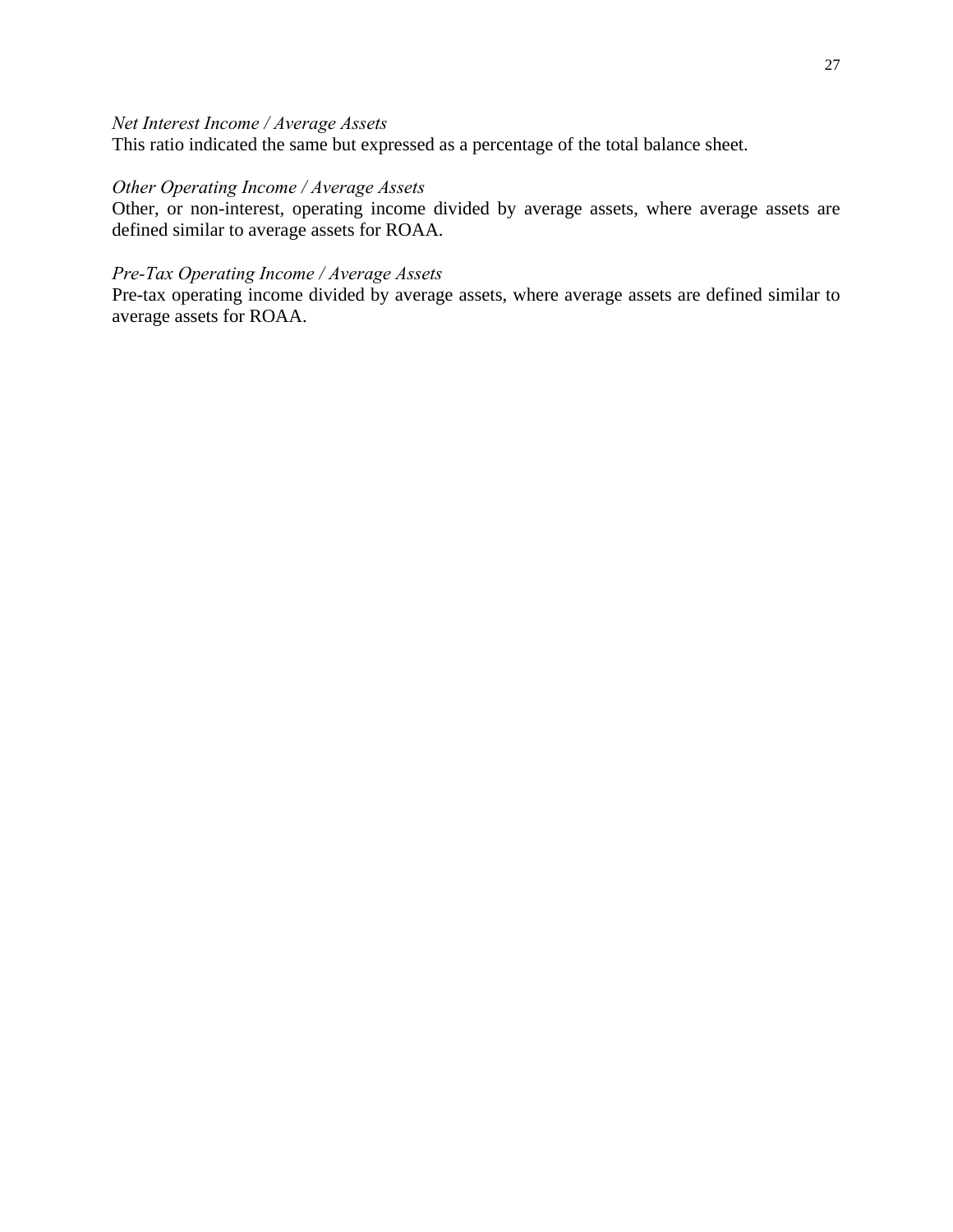*Net Interest Income / Average Assets*
This ratio indicated the same but expressed as a percentage of the total balance sheet.

*Other Operating Income / Average Assets*
Other, or non-interest, operating income divided by average assets, where average assets are defined similar to average assets for ROAA.

*Pre-Tax Operating Income / Average Assets*
Pre-tax operating income divided by average assets, where average assets are defined similar to average assets for ROAA.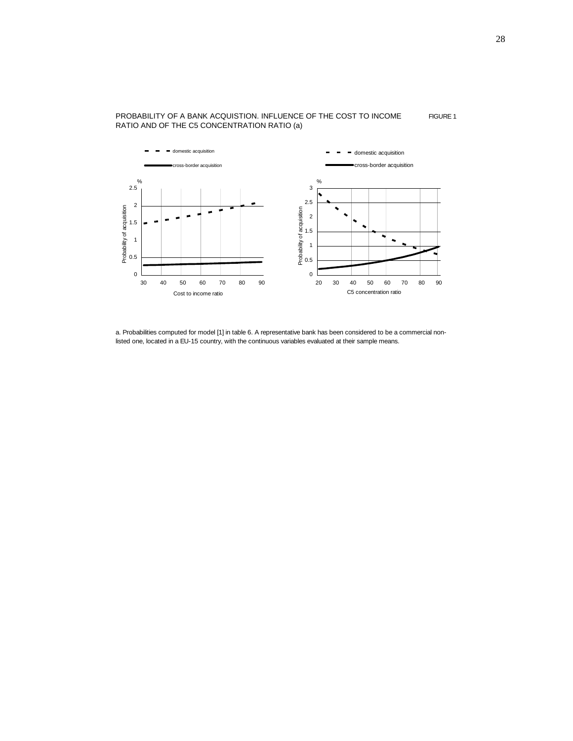PROBABILITY OF A BANK ACQUISTION. INFLUENCE OF THE COST TO INCOME RATIO AND OF THE C5 CONCENTRATION RATIO (a)

FIGURE 1

a. Probabilities computed for model [1] in table 6. A representative bank has been considered to be a commercial non-listed one, located in a EU-15 country, with the continuous variables evaluated at their sample means.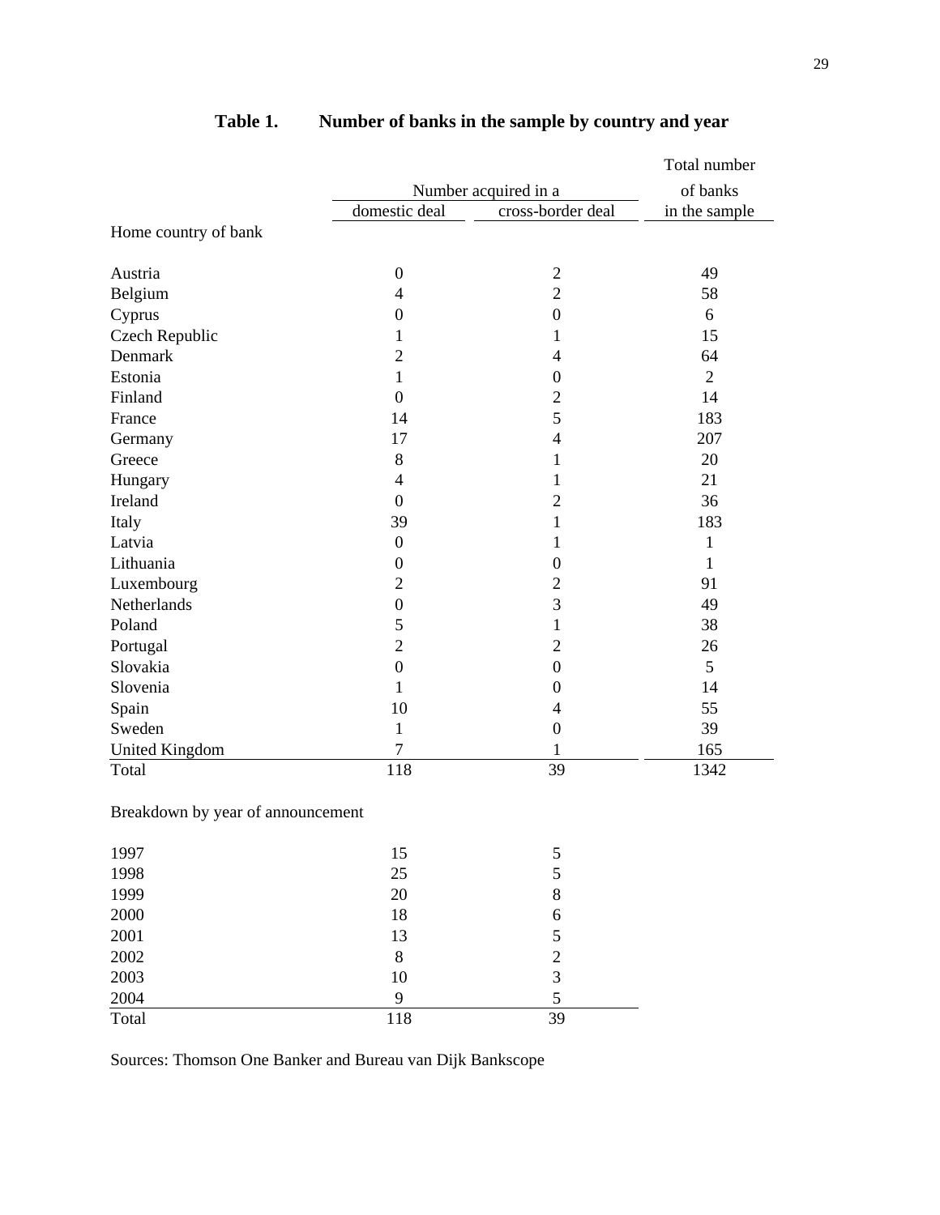# Table 1. Number of banks in the sample by country and year

| | Number acquired in a | | Total number of banks |
|---|---|---|---|
| | domestic deal | cross-border deal | in the sample |
| **Home country of bank** | | | |
| Austria | 0 | 2 | 49 |
| Belgium | 4 | 2 | 58 |
| Cyprus | 0 | 0 | 6 |
| Czech Republic | 1 | 1 | 15 |
| Denmark | 2 | 4 | 64 |
| Estonia | 1 | 0 | 2 |
| Finland | 0 | 2 | 14 |
| France | 14 | 5 | 183 |
| Germany | 17 | 4 | 207 |
| Greece | 8 | 1 | 20 |
| Hungary | 4 | 1 | 21 |
| Ireland | 0 | 2 | 36 |
| Italy | 39 | 1 | 183 |
| Latvia | 0 | 1 | 1 |
| Lithuania | 0 | 0 | 1 |
| Luxembourg | 2 | 2 | 91 |
| Netherlands | 0 | 3 | 49 |
| Poland | 5 | 1 | 38 |
| Portugal | 2 | 2 | 26 |
| Slovakia | 0 | 0 | 5 |
| Slovenia | 1 | 0 | 14 |
| Spain | 10 | 4 | 55 |
| Sweden | 1 | 0 | 39 |
| United Kingdom | 7 | 1 | 165 |
| Total | 118 | 39 | 1342 |
| **Breakdown by year of announcement** | | | |
| 1997 | 15 | 5 | |
| 1998 | 25 | 5 | |
| 1999 | 20 | 8 | |
| 2000 | 18 | 6 | |
| 2001 | 13 | 5 | |
| 2002 | 8 | 2 | |
| 2003 | 10 | 3 | |
| 2004 | 9 | 5 | |
| Total | 118 | 39 | |

Sources: Thomson One Banker and Bureau van Dijk Bankscope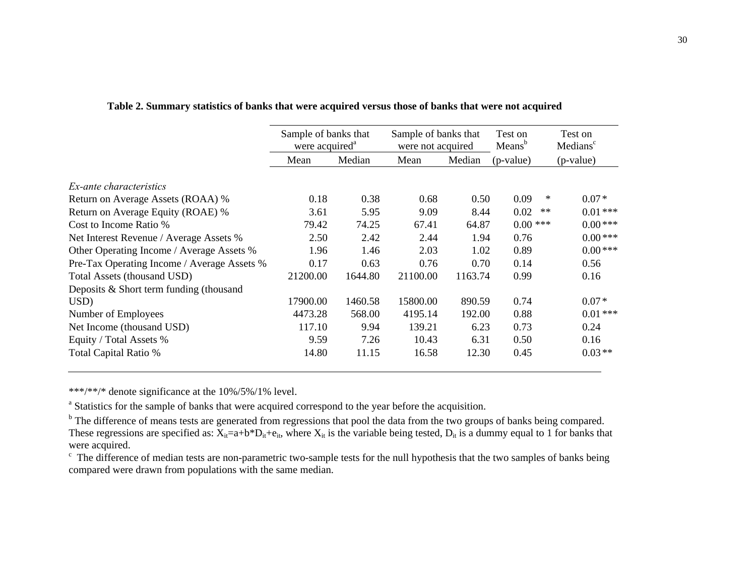**Table 2. Summary statistics of banks that were acquired versus those of banks that were not acquired**

| | Sample of banks that were acquired[a] | | Sample of banks that were not acquired | | Test on Means[b] | Test on Medians[c] |
|---|---|---|---|---|---|---|
| | Mean | Median | Mean | Median | (p-value) | (p-value) |
| *Ex-ante characteristics* | | | | | | |
| Return on Average Assets (ROAA) % | 0.18 | 0.38 | 0.68 | 0.50 | 0.09 * | 0.07 * |
| Return on Average Equity (ROAE) % | 3.61 | 5.95 | 9.09 | 8.44 | 0.02 ** | 0.01 *** |
| Cost to Income Ratio % | 79.42 | 74.25 | 67.41 | 64.87 | 0.00 *** | 0.00 *** |
| Net Interest Revenue / Average Assets % | 2.50 | 2.42 | 2.44 | 1.94 | 0.76 | 0.00 *** |
| Other Operating Income / Average Assets % | 1.96 | 1.46 | 2.03 | 1.02 | 0.89 | 0.00 *** |
| Pre-Tax Operating Income / Average Assets % | 0.17 | 0.63 | 0.76 | 0.70 | 0.14 | 0.56 |
| Total Assets (thousand USD) | 21200.00 | 1644.80 | 21100.00 | 1163.74 | 0.99 | 0.16 |
| Deposits & Short term funding (thousand USD) | 17900.00 | 1460.58 | 15800.00 | 890.59 | 0.74 | 0.07 * |
| Number of Employees | 4473.28 | 568.00 | 4195.14 | 192.00 | 0.88 | 0.01 *** |
| Net Income (thousand USD) | 117.10 | 9.94 | 139.21 | 6.23 | 0.73 | 0.24 |
| Equity / Total Assets % | 9.59 | 7.26 | 10.43 | 6.31 | 0.50 | 0.16 |
| Total Capital Ratio % | 14.80 | 11.15 | 16.58 | 12.30 | 0.45 | 0.03 ** |

***/**/* denote significance at the 10%/5%/1% level.

[a] Statistics for the sample of banks that were acquired correspond to the year before the acquisition.

[b] The difference of means tests are generated from regressions that pool the data from the two groups of banks being compared. These regressions are specified as: $X_{it}=a+b*D_{it}+e_{it}$, where $X_{it}$ is the variable being tested, $D_{it}$ is a dummy equal to 1 for banks that were acquired.

[c] The difference of median tests are non-parametric two-sample tests for the null hypothesis that the two samples of banks being compared were drawn from populations with the same median.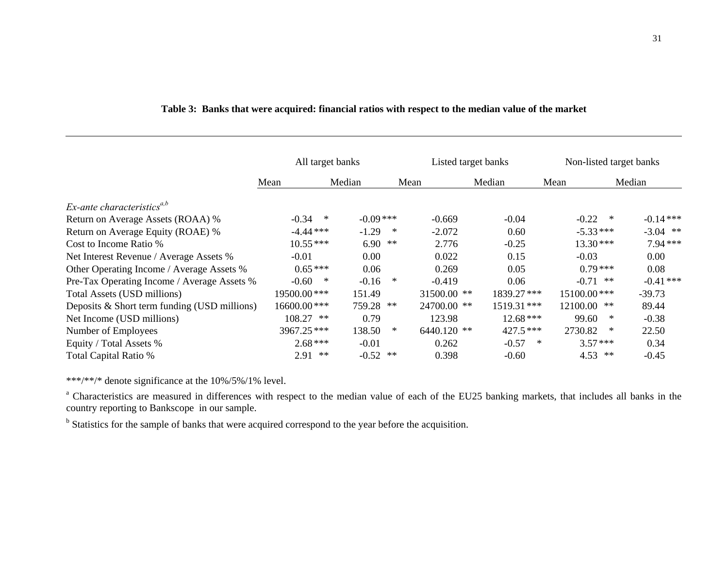**Table 3: Banks that were acquired: financial ratios with respect to the median value of the market**

| | All target banks | | Listed target banks | | Non-listed target banks | |
|---|---|---|---|---|---|---|
| | Mean | Median | Mean | Median | Mean | Median |
| *Ex-ante characteristics*[a,b] | | | | | | |
| Return on Average Assets (ROAA) % | -0.34 * | -0.09 *** | -0.669 | -0.04 | -0.22 * | -0.14 *** |
| Return on Average Equity (ROAE) % | -4.44 *** | -1.29 * | -2.072 | 0.60 | -5.33 *** | -3.04 ** |
| Cost to Income Ratio % | 10.55 *** | 6.90 ** | 2.776 | -0.25 | 13.30 *** | 7.94 *** |
| Net Interest Revenue / Average Assets % | -0.01 | 0.00 | 0.022 | 0.15 | -0.03 | 0.00 |
| Other Operating Income / Average Assets % | 0.65 *** | 0.06 | 0.269 | 0.05 | 0.79 *** | 0.08 |
| Pre-Tax Operating Income / Average Assets % | -0.60 * | -0.16 * | -0.419 | 0.06 | -0.71 ** | -0.41 *** |
| Total Assets (USD millions) | 19500.00 *** | 151.49 | 31500.00 ** | 1839.27 *** | 15100.00 *** | -39.73 |
| Deposits & Short term funding (USD millions) | 16600.00 *** | 759.28 ** | 24700.00 ** | 1519.31 *** | 12100.00 ** | 89.44 |
| Net Income (USD millions) | 108.27 ** | 0.79 | 123.98 | 12.68 *** | 99.60 * | -0.38 |
| Number of Employees | 3967.25 *** | 138.50 * | 6440.120 ** | 427.5 *** | 2730.82 * | 22.50 |
| Equity / Total Assets % | 2.68 *** | -0.01 | 0.262 | -0.57 * | 3.57 *** | 0.34 |
| Total Capital Ratio % | 2.91 ** | -0.52 ** | 0.398 | -0.60 | 4.53 ** | -0.45 |

***/**/* denote significance at the 10%/5%/1% level.

[a] Characteristics are measured in differences with respect to the median value of each of the EU25 banking markets, that includes all banks in the country reporting to Bankscope in our sample.

[b] Statistics for the sample of banks that were acquired correspond to the year before the acquisition.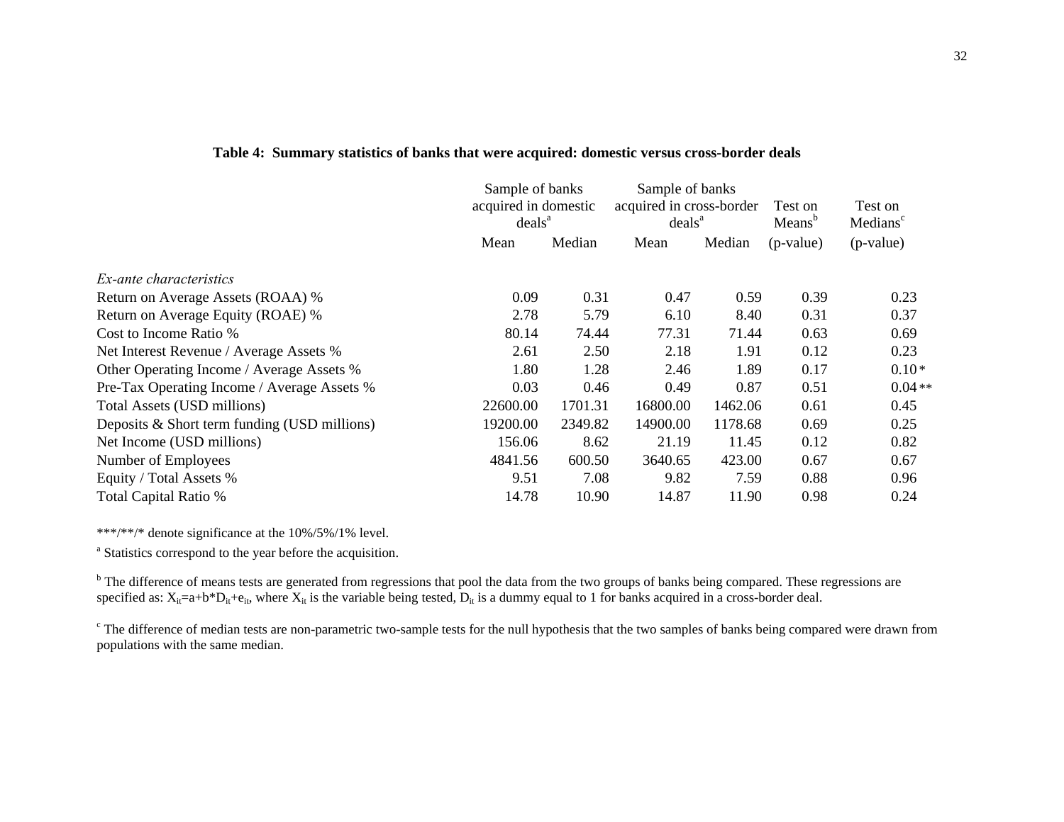**Table 4: Summary statistics of banks that were acquired: domestic versus cross-border deals**

| | Sample of banks acquired in domestic deals[a] | | Sample of banks acquired in cross-border deals[a] | | Test on Means[b] | Test on Medians[c] |
|---|---|---|---|---|---|---|
| | Mean | Median | Mean | Median | (p-value) | (p-value) |
| *Ex-ante characteristics* | | | | | | |
| Return on Average Assets (ROAA) % | 0.09 | 0.31 | 0.47 | 0.59 | 0.39 | 0.23 |
| Return on Average Equity (ROAE) % | 2.78 | 5.79 | 6.10 | 8.40 | 0.31 | 0.37 |
| Cost to Income Ratio % | 80.14 | 74.44 | 77.31 | 71.44 | 0.63 | 0.69 |
| Net Interest Revenue / Average Assets % | 2.61 | 2.50 | 2.18 | 1.91 | 0.12 | 0.23 |
| Other Operating Income / Average Assets % | 1.80 | 1.28 | 2.46 | 1.89 | 0.17 | 0.10 * |
| Pre-Tax Operating Income / Average Assets % | 0.03 | 0.46 | 0.49 | 0.87 | 0.51 | 0.04 ** |
| Total Assets (USD millions) | 22600.00 | 1701.31 | 16800.00 | 1462.06 | 0.61 | 0.45 |
| Deposits & Short term funding (USD millions) | 19200.00 | 2349.82 | 14900.00 | 1178.68 | 0.69 | 0.25 |
| Net Income (USD millions) | 156.06 | 8.62 | 21.19 | 11.45 | 0.12 | 0.82 |
| Number of Employees | 4841.56 | 600.50 | 3640.65 | 423.00 | 0.67 | 0.67 |
| Equity / Total Assets % | 9.51 | 7.08 | 9.82 | 7.59 | 0.88 | 0.96 |
| Total Capital Ratio % | 14.78 | 10.90 | 14.87 | 11.90 | 0.98 | 0.24 |

***/**/* denote significance at the 10%/5%/1% level.

[a] Statistics correspond to the year before the acquisition.

[b] The difference of means tests are generated from regressions that pool the data from the two groups of banks being compared. These regressions are specified as: $X_{it}=a+b*D_{it}+e_{it}$, where $X_{it}$ is the variable being tested, $D_{it}$ is a dummy equal to 1 for banks acquired in a cross-border deal.

[c] The difference of median tests are non-parametric two-sample tests for the null hypothesis that the two samples of banks being compared were drawn from populations with the same median.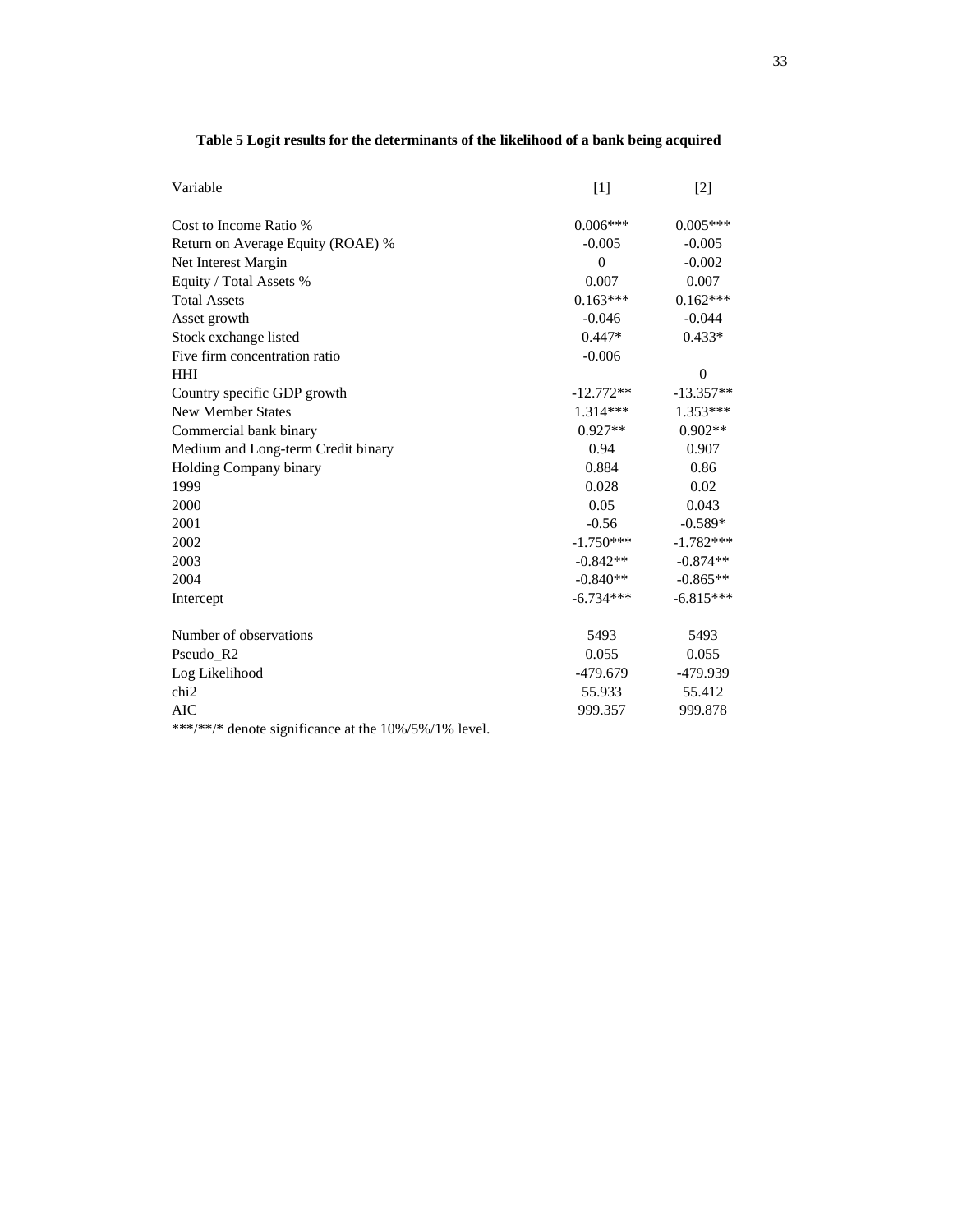**Table 5 Logit results for the determinants of the likelihood of a bank being acquired**

| Variable | [1] | [2] |
|---|---|---|
| Cost to Income Ratio % | 0.006*** | 0.005*** |
| Return on Average Equity (ROAE) % | -0.005 | -0.005 |
| Net Interest Margin | 0 | -0.002 |
| Equity / Total Assets % | 0.007 | 0.007 |
| Total Assets | 0.163*** | 0.162*** |
| Asset growth | -0.046 | -0.044 |
| Stock exchange listed | 0.447* | 0.433* |
| Five firm concentration ratio | -0.006 | |
| HHI | | 0 |
| Country specific GDP growth | -12.772** | -13.357** |
| New Member States | 1.314*** | 1.353*** |
| Commercial bank binary | 0.927** | 0.902** |
| Medium and Long-term Credit binary | 0.94 | 0.907 |
| Holding Company binary | 0.884 | 0.86 |
| 1999 | 0.028 | 0.02 |
| 2000 | 0.05 | 0.043 |
| 2001 | -0.56 | -0.589* |
| 2002 | -1.750*** | -1.782*** |
| 2003 | -0.842** | -0.874** |
| 2004 | -0.840** | -0.865** |
| Intercept | -6.734*** | -6.815*** |
| Number of observations | 5493 | 5493 |
| Pseudo_R2 | 0.055 | 0.055 |
| Log Likelihood | -479.679 | -479.939 |
| chi2 | 55.933 | 55.412 |
| AIC | 999.357 | 999.878 |

***/**/* denote significance at the 10%/5%/1% level.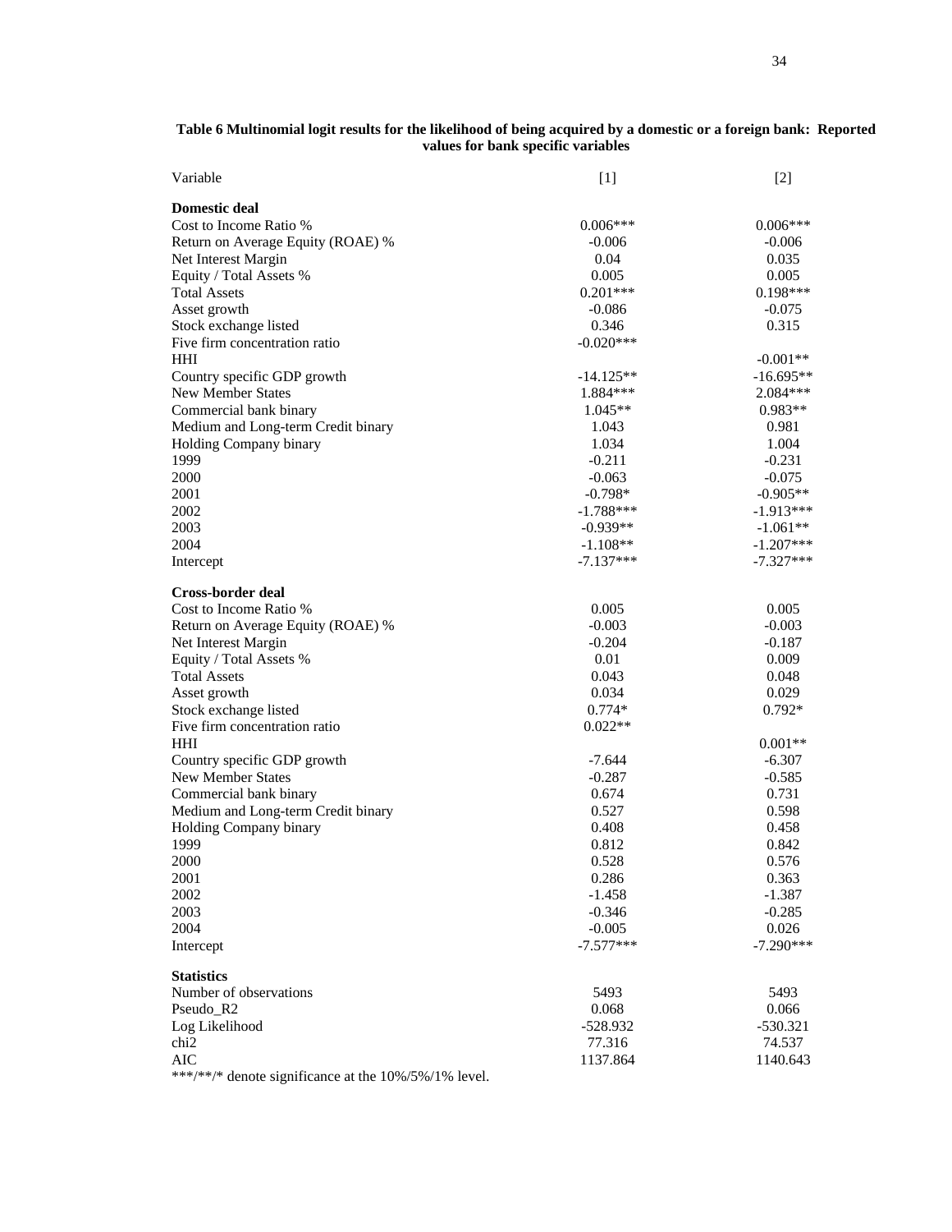**Table 6 Multinomial logit results for the likelihood of being acquired by a domestic or a foreign bank: Reported values for bank specific variables**

| Variable | [1] | [2] |
|---|---|---|
| **Domestic deal** | | |
| Cost to Income Ratio % | 0.006*** | 0.006*** |
| Return on Average Equity (ROAE) % | -0.006 | -0.006 |
| Net Interest Margin | 0.04 | 0.035 |
| Equity / Total Assets % | 0.005 | 0.005 |
| Total Assets | 0.201*** | 0.198*** |
| Asset growth | -0.086 | -0.075 |
| Stock exchange listed | 0.346 | 0.315 |
| Five firm concentration ratio | -0.020*** | |
| HHI | | -0.001** |
| Country specific GDP growth | -14.125** | -16.695** |
| New Member States | 1.884*** | 2.084*** |
| Commercial bank binary | 1.045** | 0.983** |
| Medium and Long-term Credit binary | 1.043 | 0.981 |
| Holding Company binary | 1.034 | 1.004 |
| 1999 | -0.211 | -0.231 |
| 2000 | -0.063 | -0.075 |
| 2001 | -0.798* | -0.905** |
| 2002 | -1.788*** | -1.913*** |
| 2003 | -0.939** | -1.061** |
| 2004 | -1.108** | -1.207*** |
| Intercept | -7.137*** | -7.327*** |
| **Cross-border deal** | | |
| Cost to Income Ratio % | 0.005 | 0.005 |
| Return on Average Equity (ROAE) % | -0.003 | -0.003 |
| Net Interest Margin | -0.204 | -0.187 |
| Equity / Total Assets % | 0.01 | 0.009 |
| Total Assets | 0.043 | 0.048 |
| Asset growth | 0.034 | 0.029 |
| Stock exchange listed | 0.774* | 0.792* |
| Five firm concentration ratio | 0.022** | |
| HHI | | 0.001** |
| Country specific GDP growth | -7.644 | -6.307 |
| New Member States | -0.287 | -0.585 |
| Commercial bank binary | 0.674 | 0.731 |
| Medium and Long-term Credit binary | 0.527 | 0.598 |
| Holding Company binary | 0.408 | 0.458 |
| 1999 | 0.812 | 0.842 |
| 2000 | 0.528 | 0.576 |
| 2001 | 0.286 | 0.363 |
| 2002 | -1.458 | -1.387 |
| 2003 | -0.346 | -0.285 |
| 2004 | -0.005 | 0.026 |
| Intercept | -7.577*** | -7.290*** |
| **Statistics** | | |
| Number of observations | 5493 | 5493 |
| Pseudo_R2 | 0.068 | 0.066 |
| Log Likelihood | -528.932 | -530.321 |
| chi2 | 77.316 | 74.537 |
| AIC | 1137.864 | 1140.643 |

***/**/* denote significance at the 10%/5%/1% level.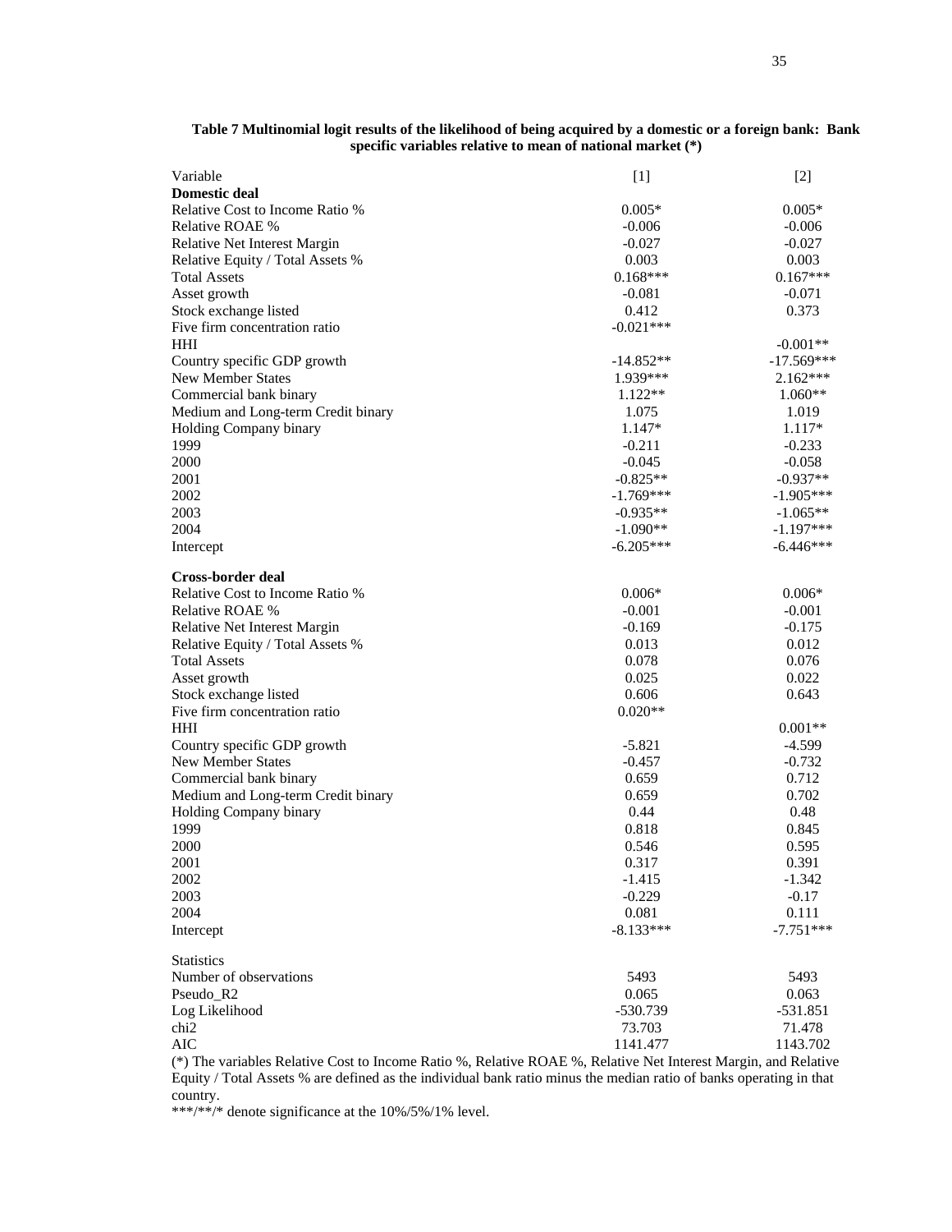**Table 7 Multinomial logit results of the likelihood of being acquired by a domestic or a foreign bank: Bank specific variables relative to mean of national market (*)**

| Variable | [1] | [2] |
|---|---|---|
| **Domestic deal** | | |
| Relative Cost to Income Ratio % | 0.005* | 0.005* |
| Relative ROAE % | -0.006 | -0.006 |
| Relative Net Interest Margin | -0.027 | -0.027 |
| Relative Equity / Total Assets % | 0.003 | 0.003 |
| Total Assets | 0.168*** | 0.167*** |
| Asset growth | -0.081 | -0.071 |
| Stock exchange listed | 0.412 | 0.373 |
| Five firm concentration ratio | -0.021*** | |
| HHI | | -0.001** |
| Country specific GDP growth | -14.852** | -17.569*** |
| New Member States | 1.939*** | 2.162*** |
| Commercial bank binary | 1.122** | 1.060** |
| Medium and Long-term Credit binary | 1.075 | 1.019 |
| Holding Company binary | 1.147* | 1.117* |
| 1999 | -0.211 | -0.233 |
| 2000 | -0.045 | -0.058 |
| 2001 | -0.825** | -0.937** |
| 2002 | -1.769*** | -1.905*** |
| 2003 | -0.935** | -1.065** |
| 2004 | -1.090** | -1.197*** |
| Intercept | -6.205*** | -6.446*** |
| **Cross-border deal** | | |
| Relative Cost to Income Ratio % | 0.006* | 0.006* |
| Relative ROAE % | -0.001 | -0.001 |
| Relative Net Interest Margin | -0.169 | -0.175 |
| Relative Equity / Total Assets % | 0.013 | 0.012 |
| Total Assets | 0.078 | 0.076 |
| Asset growth | 0.025 | 0.022 |
| Stock exchange listed | 0.606 | 0.643 |
| Five firm concentration ratio | 0.020** | |
| HHI | | 0.001** |
| Country specific GDP growth | -5.821 | -4.599 |
| New Member States | -0.457 | -0.732 |
| Commercial bank binary | 0.659 | 0.712 |
| Medium and Long-term Credit binary | 0.659 | 0.702 |
| Holding Company binary | 0.44 | 0.48 |
| 1999 | 0.818 | 0.845 |
| 2000 | 0.546 | 0.595 |
| 2001 | 0.317 | 0.391 |
| 2002 | -1.415 | -1.342 |
| 2003 | -0.229 | -0.17 |
| 2004 | 0.081 | 0.111 |
| Intercept | -8.133*** | -7.751*** |
| Statistics | | |
| Number of observations | 5493 | 5493 |
| Pseudo_R2 | 0.065 | 0.063 |
| Log Likelihood | -530.739 | -531.851 |
| chi2 | 73.703 | 71.478 |
| AIC | 1141.477 | 1143.702 |

(*) The variables Relative Cost to Income Ratio %, Relative ROAE %, Relative Net Interest Margin, and Relative Equity / Total Assets % are defined as the individual bank ratio minus the median ratio of banks operating in that country.

***/**/* denote significance at the 10%/5%/1% level.